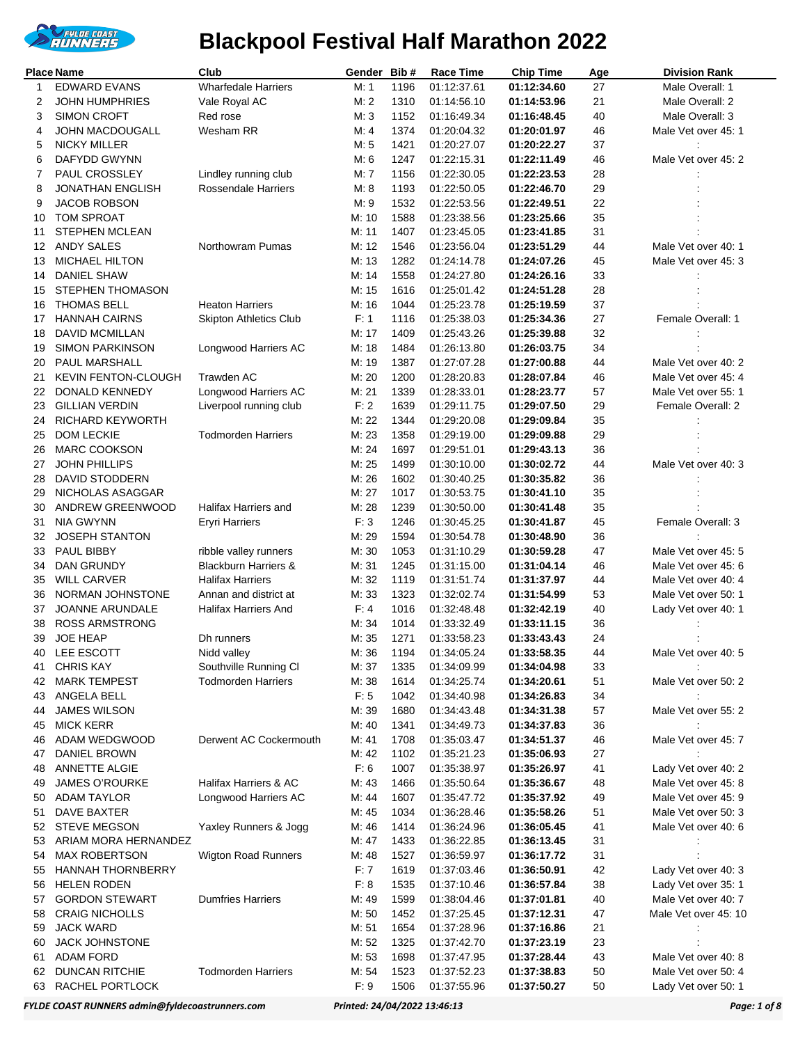# Blackpool Festival Half Marathon 2022

| Place | Name | Club | Gender | Bib # | Race Time | Chip Time | Age | Division Rank |
|---|---|---|---|---|---|---|---|---|
| 1 | EDWARD EVANS | Wharfedale Harriers | M: 1 | 1196 | 01:12:37.61 | **01:12:34.60** | 27 | Male Overall: 1 |
| 2 | JOHN HUMPHRIES | Vale Royal AC | M: 2 | 1310 | 01:14:56.10 | **01:14:53.96** | 21 | Male Overall: 2 |
| 3 | SIMON CROFT | Red rose | M: 3 | 1152 | 01:16:49.34 | **01:16:48.45** | 40 | Male Overall: 3 |
| 4 | JOHN MACDOUGALL | Wesham RR | M: 4 | 1374 | 01:20:04.32 | **01:20:01.97** | 46 | Male Vet over 45: 1 |
| 5 | NICKY MILLER | | M: 5 | 1421 | 01:20:27.07 | **01:20:22.27** | 37 | : |
| 6 | DAFYDD GWYNN | | M: 6 | 1247 | 01:22:15.31 | **01:22:11.49** | 46 | Male Vet over 45: 2 |
| 7 | PAUL CROSSLEY | Lindley running club | M: 7 | 1156 | 01:22:30.05 | **01:22:23.53** | 28 | : |
| 8 | JONATHAN ENGLISH | Rossendale Harriers | M: 8 | 1193 | 01:22:50.05 | **01:22:46.70** | 29 | : |
| 9 | JACOB ROBSON | | M: 9 | 1532 | 01:22:53.56 | **01:22:49.51** | 22 | : |
| 10 | TOM SPROAT | | M: 10 | 1588 | 01:23:38.56 | **01:23:25.66** | 35 | : |
| 11 | STEPHEN MCLEAN | | M: 11 | 1407 | 01:23:45.05 | **01:23:41.85** | 31 | : |
| 12 | ANDY SALES | Northowram Pumas | M: 12 | 1546 | 01:23:56.04 | **01:23:51.29** | 44 | Male Vet over 40: 1 |
| 13 | MICHAEL HILTON | | M: 13 | 1282 | 01:24:14.78 | **01:24:07.26** | 45 | Male Vet over 45: 3 |
| 14 | DANIEL SHAW | | M: 14 | 1558 | 01:24:27.80 | **01:24:26.16** | 33 | : |
| 15 | STEPHEN THOMASON | | M: 15 | 1616 | 01:25:01.42 | **01:24:51.28** | 28 | : |
| 16 | THOMAS BELL | Heaton Harriers | M: 16 | 1044 | 01:25:23.78 | **01:25:19.59** | 37 | : |
| 17 | HANNAH CAIRNS | Skipton Athletics Club | F: 1 | 1116 | 01:25:38.03 | **01:25:34.36** | 27 | Female Overall: 1 |
| 18 | DAVID MCMILLAN | | M: 17 | 1409 | 01:25:43.26 | **01:25:39.88** | 32 | : |
| 19 | SIMON PARKINSON | Longwood Harriers AC | M: 18 | 1484 | 01:26:13.80 | **01:26:03.75** | 34 | : |
| 20 | PAUL MARSHALL | | M: 19 | 1387 | 01:27:07.28 | **01:27:00.88** | 44 | Male Vet over 40: 2 |
| 21 | KEVIN FENTON-CLOUGH | Trawden AC | M: 20 | 1200 | 01:28:20.83 | **01:28:07.84** | 46 | Male Vet over 45: 4 |
| 22 | DONALD KENNEDY | Longwood Harriers AC | M: 21 | 1339 | 01:28:33.01 | **01:28:23.77** | 57 | Male Vet over 55: 1 |
| 23 | GILLIAN VERDIN | Liverpool running club | F: 2 | 1639 | 01:29:11.75 | **01:29:07.50** | 29 | Female Overall: 2 |
| 24 | RICHARD KEYWORTH | | M: 22 | 1344 | 01:29:20.08 | **01:29:09.84** | 35 | : |
| 25 | DOM LECKIE | Todmorden Harriers | M: 23 | 1358 | 01:29:19.00 | **01:29:09.88** | 29 | : |
| 26 | MARC COOKSON | | M: 24 | 1697 | 01:29:51.01 | **01:29:43.13** | 36 | : |
| 27 | JOHN PHILLIPS | | M: 25 | 1499 | 01:30:10.00 | **01:30:02.72** | 44 | Male Vet over 40: 3 |
| 28 | DAVID STODDERN | | M: 26 | 1602 | 01:30:40.25 | **01:30:35.82** | 36 | : |
| 29 | NICHOLAS ASAGGAR | | M: 27 | 1017 | 01:30:53.75 | **01:30:41.10** | 35 | : |
| 30 | ANDREW GREENWOOD | Halifax Harriers and | M: 28 | 1239 | 01:30:50.00 | **01:30:41.48** | 35 | : |
| 31 | NIA GWYNN | Eryri Harriers | F: 3 | 1246 | 01:30:45.25 | **01:30:41.87** | 45 | Female Overall: 3 |
| 32 | JOSEPH STANTON | | M: 29 | 1594 | 01:30:54.78 | **01:30:48.90** | 36 | : |
| 33 | PAUL BIBBY | ribble valley runners | M: 30 | 1053 | 01:31:10.29 | **01:30:59.28** | 47 | Male Vet over 45: 5 |
| 34 | DAN GRUNDY | Blackburn Harriers & | M: 31 | 1245 | 01:31:15.00 | **01:31:04.14** | 46 | Male Vet over 45: 6 |
| 35 | WILL CARVER | Halifax Harriers | M: 32 | 1119 | 01:31:51.74 | **01:31:37.97** | 44 | Male Vet over 40: 4 |
| 36 | NORMAN JOHNSTONE | Annan and district at | M: 33 | 1323 | 01:32:02.74 | **01:31:54.99** | 53 | Male Vet over 50: 1 |
| 37 | JOANNE ARUNDALE | Halifax Harriers And | F: 4 | 1016 | 01:32:48.48 | **01:32:42.19** | 40 | Lady Vet over 40: 1 |
| 38 | ROSS ARMSTRONG | | M: 34 | 1014 | 01:33:32.49 | **01:33:11.15** | 36 | : |
| 39 | JOE HEAP | Dh runners | M: 35 | 1271 | 01:33:58.23 | **01:33:43.43** | 24 | : |
| 40 | LEE ESCOTT | Nidd valley | M: 36 | 1194 | 01:34:05.24 | **01:33:58.35** | 44 | Male Vet over 40: 5 |
| 41 | CHRIS KAY | Southville Running Cl | M: 37 | 1335 | 01:34:09.99 | **01:34:04.98** | 33 | : |
| 42 | MARK TEMPEST | Todmorden Harriers | M: 38 | 1614 | 01:34:25.74 | **01:34:20.61** | 51 | Male Vet over 50: 2 |
| 43 | ANGELA BELL | | F: 5 | 1042 | 01:34:40.98 | **01:34:26.83** | 34 | : |
| 44 | JAMES WILSON | | M: 39 | 1680 | 01:34:43.48 | **01:34:31.38** | 57 | Male Vet over 55: 2 |
| 45 | MICK KERR | | M: 40 | 1341 | 01:34:49.73 | **01:34:37.83** | 36 | : |
| 46 | ADAM WEDGWOOD | Derwent AC Cockermouth | M: 41 | 1708 | 01:35:03.47 | **01:34:51.37** | 46 | Male Vet over 45: 7 |
| 47 | DANIEL BROWN | | M: 42 | 1102 | 01:35:21.23 | **01:35:06.93** | 27 | : |
| 48 | ANNETTE ALGIE | | F: 6 | 1007 | 01:35:38.97 | **01:35:26.97** | 41 | Lady Vet over 40: 2 |
| 49 | JAMES O'ROURKE | Halifax Harriers & AC | M: 43 | 1466 | 01:35:50.64 | **01:35:36.67** | 48 | Male Vet over 45: 8 |
| 50 | ADAM TAYLOR | Longwood Harriers AC | M: 44 | 1607 | 01:35:47.72 | **01:35:37.92** | 49 | Male Vet over 45: 9 |
| 51 | DAVE BAXTER | | M: 45 | 1034 | 01:36:28.46 | **01:35:58.26** | 51 | Male Vet over 50: 3 |
| 52 | STEVE MEGSON | Yaxley Runners & Jogg | M: 46 | 1414 | 01:36:24.96 | **01:36:05.45** | 41 | Male Vet over 40: 6 |
| 53 | ARIAM MORA HERNANDEZ | | M: 47 | 1433 | 01:36:22.85 | **01:36:13.45** | 31 | : |
| 54 | MAX ROBERTSON | Wigton Road Runners | M: 48 | 1527 | 01:36:59.97 | **01:36:17.72** | 31 | : |
| 55 | HANNAH THORNBERRY | | F: 7 | 1619 | 01:37:03.46 | **01:36:50.91** | 42 | Lady Vet over 40: 3 |
| 56 | HELEN RODEN | | F: 8 | 1535 | 01:37:10.46 | **01:36:57.84** | 38 | Lady Vet over 35: 1 |
| 57 | GORDON STEWART | Dumfries Harriers | M: 49 | 1599 | 01:38:04.46 | **01:37:01.81** | 40 | Male Vet over 40: 7 |
| 58 | CRAIG NICHOLLS | | M: 50 | 1452 | 01:37:25.45 | **01:37:12.31** | 47 | Male Vet over 45: 10 |
| 59 | JACK WARD | | M: 51 | 1654 | 01:37:28.96 | **01:37:16.86** | 21 | : |
| 60 | JACK JOHNSTONE | | M: 52 | 1325 | 01:37:42.70 | **01:37:23.19** | 23 | : |
| 61 | ADAM FORD | | M: 53 | 1698 | 01:37:47.95 | **01:37:28.44** | 43 | Male Vet over 40: 8 |
| 62 | DUNCAN RITCHIE | Todmorden Harriers | M: 54 | 1523 | 01:37:52.23 | **01:37:38.83** | 50 | Male Vet over 50: 4 |
| 63 | RACHEL PORTLOCK | | F: 9 | 1506 | 01:37:55.96 | **01:37:50.27** | 50 | Lady Vet over 50: 1 |

*FYLDE COAST RUNNERS admin@fyldecoastrunners.com* *Printed: 24/04/2022 13:46:13*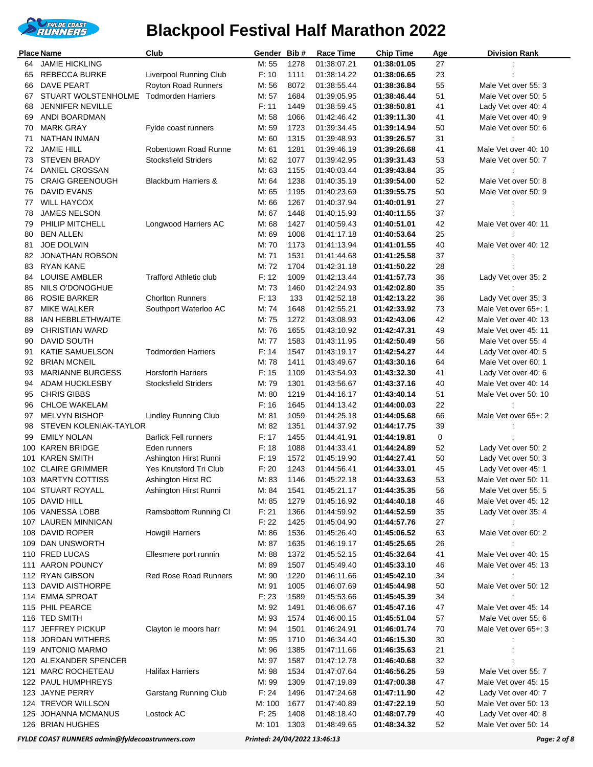# Blackpool Festival Half Marathon 2022

| Place | Name | Club | Gender | Bib # | Race Time | Chip Time | Age | Division Rank |
|---|---|---|---|---|---|---|---|---|
| 64 | JAMIE HICKLING | | M: 55 | 1278 | 01:38:07.21 | **01:38:01.05** | 27 | : |
| 65 | REBECCA BURKE | Liverpool Running Club | F: 10 | 1111 | 01:38:14.22 | **01:38:06.65** | 23 | : |
| 66 | DAVE PEART | Royton Road Runners | M: 56 | 8072 | 01:38:55.44 | **01:38:36.84** | 55 | Male Vet over 55: 3 |
| 67 | STUART WOLSTENHOLME | Todmorden Harriers | M: 57 | 1684 | 01:39:05.95 | **01:38:46.44** | 51 | Male Vet over 50: 5 |
| 68 | JENNIFER NEVILLE | | F: 11 | 1449 | 01:38:59.45 | **01:38:50.81** | 41 | Lady Vet over 40: 4 |
| 69 | ANDI BOARDMAN | | M: 58 | 1066 | 01:42:46.42 | **01:39:11.30** | 41 | Male Vet over 40: 9 |
| 70 | MARK GRAY | Fylde coast runners | M: 59 | 1723 | 01:39:34.45 | **01:39:14.94** | 50 | Male Vet over 50: 6 |
| 71 | NATHAN INMAN | | M: 60 | 1315 | 01:39:48.93 | **01:39:26.57** | 31 | : |
| 72 | JAMIE HILL | Roberttown Road Runne | M: 61 | 1281 | 01:39:46.19 | **01:39:26.68** | 41 | Male Vet over 40: 10 |
| 73 | STEVEN BRADY | Stocksfield Striders | M: 62 | 1077 | 01:39:42.95 | **01:39:31.43** | 53 | Male Vet over 50: 7 |
| 74 | DANIEL CROSSAN | | M: 63 | 1155 | 01:40:03.44 | **01:39:43.84** | 35 | : |
| 75 | CRAIG GREENOUGH | Blackburn Harriers & | M: 64 | 1238 | 01:40:35.19 | **01:39:54.00** | 52 | Male Vet over 50: 8 |
| 76 | DAVID EVANS | | M: 65 | 1195 | 01:40:23.69 | **01:39:55.75** | 50 | Male Vet over 50: 9 |
| 77 | WILL HAYCOX | | M: 66 | 1267 | 01:40:37.94 | **01:40:01.91** | 27 | : |
| 78 | JAMES NELSON | | M: 67 | 1448 | 01:40:15.93 | **01:40:11.55** | 37 | : |
| 79 | PHILIP MITCHELL | Longwood Harriers AC | M: 68 | 1427 | 01:40:59.43 | **01:40:51.01** | 42 | Male Vet over 40: 11 |
| 80 | BEN ALLEN | | M: 69 | 1008 | 01:41:17.18 | **01:40:53.64** | 25 | : |
| 81 | JOE DOLWIN | | M: 70 | 1173 | 01:41:13.94 | **01:41:01.55** | 40 | Male Vet over 40: 12 |
| 82 | JONATHAN ROBSON | | M: 71 | 1531 | 01:41:44.68 | **01:41:25.58** | 37 | : |
| 83 | RYAN KANE | | M: 72 | 1704 | 01:42:31.18 | **01:41:50.22** | 28 | : |
| 84 | LOUISE AMBLER | Trafford Athletic club | F: 12 | 1009 | 01:42:13.44 | **01:41:57.73** | 36 | Lady Vet over 35: 2 |
| 85 | NILS O'DONOGHUE | | M: 73 | 1460 | 01:42:24.93 | **01:42:02.80** | 35 | : |
| 86 | ROSIE BARKER | Chorlton Runners | F: 13 | 133 | 01:42:52.18 | **01:42:13.22** | 36 | Lady Vet over 35: 3 |
| 87 | MIKE WALKER | Southport Waterloo AC | M: 74 | 1648 | 01:42:55.21 | **01:42:33.92** | 73 | Male Vet over 65+: 1 |
| 88 | IAN HEBBLETHWAITE | | M: 75 | 1272 | 01:43:08.93 | **01:42:43.06** | 42 | Male Vet over 40: 13 |
| 89 | CHRISTIAN WARD | | M: 76 | 1655 | 01:43:10.92 | **01:42:47.31** | 49 | Male Vet over 45: 11 |
| 90 | DAVID SOUTH | | M: 77 | 1583 | 01:43:11.95 | **01:42:50.49** | 56 | Male Vet over 55: 4 |
| 91 | KATIE SAMUELSON | Todmorden Harriers | F: 14 | 1547 | 01:43:19.17 | **01:42:54.27** | 44 | Lady Vet over 40: 5 |
| 92 | BRIAN MCNEIL | | M: 78 | 1411 | 01:43:49.67 | **01:43:30.16** | 64 | Male Vet over 60: 1 |
| 93 | MARIANNE BURGESS | Horsforth Harriers | F: 15 | 1109 | 01:43:54.93 | **01:43:32.30** | 41 | Lady Vet over 40: 6 |
| 94 | ADAM HUCKLESBY | Stocksfield Striders | M: 79 | 1301 | 01:43:56.67 | **01:43:37.16** | 40 | Male Vet over 40: 14 |
| 95 | CHRIS GIBBS | | M: 80 | 1219 | 01:44:16.17 | **01:43:40.14** | 51 | Male Vet over 50: 10 |
| 96 | CHLOE WAKELAM | | F: 16 | 1645 | 01:44:13.42 | **01:44:00.03** | 22 | : |
| 97 | MELVYN BISHOP | Lindley Running Club | M: 81 | 1059 | 01:44:25.18 | **01:44:05.68** | 66 | Male Vet over 65+: 2 |
| 98 | STEVEN KOLENIAK-TAYLOR | | M: 82 | 1351 | 01:44:37.92 | **01:44:17.75** | 39 | : |
| 99 | EMILY NOLAN | Barlick Fell runners | F: 17 | 1455 | 01:44:41.91 | **01:44:19.81** | 0 | : |
| 100 | KAREN BRIDGE | Eden runners | F: 18 | 1088 | 01:44:33.41 | **01:44:24.89** | 52 | Lady Vet over 50: 2 |
| 101 | KAREN SMITH | Ashington Hirst Runni | F: 19 | 1572 | 01:45:19.90 | **01:44:27.41** | 50 | Lady Vet over 50: 3 |
| 102 | CLAIRE GRIMMER | Yes Knutsford Tri Club | F: 20 | 1243 | 01:44:56.41 | **01:44:33.01** | 45 | Lady Vet over 45: 1 |
| 103 | MARTYN COTTISS | Ashington Hirst RC | M: 83 | 1146 | 01:45:22.18 | **01:44:33.63** | 53 | Male Vet over 50: 11 |
| 104 | STUART ROYALL | Ashington Hirst Runni | M: 84 | 1541 | 01:45:21.17 | **01:44:35.35** | 56 | Male Vet over 55: 5 |
| 105 | DAVID HILL | | M: 85 | 1279 | 01:45:16.92 | **01:44:40.18** | 46 | Male Vet over 45: 12 |
| 106 | VANESSA LOBB | Ramsbottom Running Cl | F: 21 | 1366 | 01:44:59.92 | **01:44:52.59** | 35 | Lady Vet over 35: 4 |
| 107 | LAUREN MINNICAN | | F: 22 | 1425 | 01:45:04.90 | **01:44:57.76** | 27 | : |
| 108 | DAVID ROPER | Howgill Harriers | M: 86 | 1536 | 01:45:26.40 | **01:45:06.52** | 63 | Male Vet over 60: 2 |
| 109 | DAN UNSWORTH | | M: 87 | 1635 | 01:46:19.17 | **01:45:25.65** | 26 | : |
| 110 | FRED LUCAS | Ellesmere port runnin | M: 88 | 1372 | 01:45:52.15 | **01:45:32.64** | 41 | Male Vet over 40: 15 |
| 111 | AARON POUNCY | | M: 89 | 1507 | 01:45:49.40 | **01:45:33.10** | 46 | Male Vet over 45: 13 |
| 112 | RYAN GIBSON | Red Rose Road Runners | M: 90 | 1220 | 01:46:11.66 | **01:45:42.10** | 34 | : |
| 113 | DAVID AISTHORPE | | M: 91 | 1005 | 01:46:07.69 | **01:45:44.98** | 50 | Male Vet over 50: 12 |
| 114 | EMMA SPROAT | | F: 23 | 1589 | 01:45:53.66 | **01:45:45.39** | 34 | : |
| 115 | PHIL PEARCE | | M: 92 | 1491 | 01:46:06.67 | **01:45:47.16** | 47 | Male Vet over 45: 14 |
| 116 | TED SMITH | | M: 93 | 1574 | 01:46:00.15 | **01:45:51.04** | 57 | Male Vet over 55: 6 |
| 117 | JEFFREY PICKUP | Clayton le moors harr | M: 94 | 1501 | 01:46:24.91 | **01:46:01.74** | 70 | Male Vet over 65+: 3 |
| 118 | JORDAN WITHERS | | M: 95 | 1710 | 01:46:34.40 | **01:46:15.30** | 30 | : |
| 119 | ANTONIO MARMO | | M: 96 | 1385 | 01:47:11.66 | **01:46:35.63** | 21 | : |
| 120 | ALEXANDER SPENCER | | M: 97 | 1587 | 01:47:12.78 | **01:46:40.68** | 32 | : |
| 121 | MARC ROCHETEAU | Halifax Harriers | M: 98 | 1534 | 01:47:07.64 | **01:46:56.25** | 59 | Male Vet over 55: 7 |
| 122 | PAUL HUMPHREYS | | M: 99 | 1309 | 01:47:19.89 | **01:47:00.38** | 47 | Male Vet over 45: 15 |
| 123 | JAYNE PERRY | Garstang Running Club | F: 24 | 1496 | 01:47:24.68 | **01:47:11.90** | 42 | Lady Vet over 40: 7 |
| 124 | TREVOR WILLSON | | M: 100 | 1677 | 01:47:40.89 | **01:47:22.19** | 50 | Male Vet over 50: 13 |
| 125 | JOHANNA MCMANUS | Lostock AC | F: 25 | 1408 | 01:48:18.40 | **01:48:07.79** | 40 | Lady Vet over 40: 8 |
| 126 | BRIAN HUGHES | | M: 101 | 1303 | 01:48:49.65 | **01:48:34.32** | 52 | Male Vet over 50: 14 |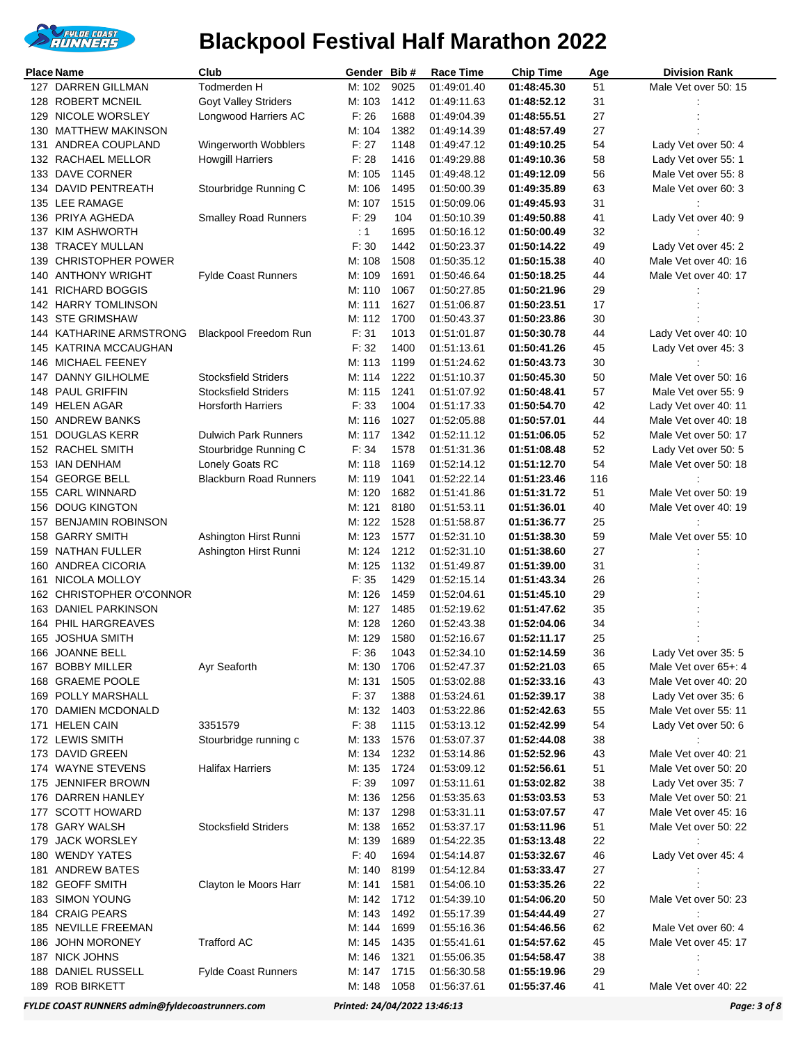# Blackpool Festival Half Marathon 2022

| Place | Name | Club | Gender | Bib # | Race Time | Chip Time | Age | Division Rank |
|---|---|---|---|---|---|---|---|---|
| 127 | DARREN GILLMAN | Todmerden H | M: 102 | 9025 | 01:49:01.40 | **01:48:45.30** | 51 | Male Vet over 50: 15 |
| 128 | ROBERT MCNEIL | Goyt Valley Striders | M: 103 | 1412 | 01:49:11.63 | **01:48:52.12** | 31 | : |
| 129 | NICOLE WORSLEY | Longwood Harriers AC | F: 26 | 1688 | 01:49:04.39 | **01:48:55.51** | 27 | : |
| 130 | MATTHEW MAKINSON | | M: 104 | 1382 | 01:49:14.39 | **01:48:57.49** | 27 | : |
| 131 | ANDREA COUPLAND | Wingerworth Wobblers | F: 27 | 1148 | 01:49:47.12 | **01:49:10.25** | 54 | Lady Vet over 50: 4 |
| 132 | RACHAEL MELLOR | Howgill Harriers | F: 28 | 1416 | 01:49:29.88 | **01:49:10.36** | 58 | Lady Vet over 55: 1 |
| 133 | DAVE CORNER | | M: 105 | 1145 | 01:49:48.12 | **01:49:12.09** | 56 | Male Vet over 55: 8 |
| 134 | DAVID PENTREATH | Stourbridge Running C | M: 106 | 1495 | 01:50:00.39 | **01:49:35.89** | 63 | Male Vet over 60: 3 |
| 135 | LEE RAMAGE | | M: 107 | 1515 | 01:50:09.06 | **01:49:45.93** | 31 | : |
| 136 | PRIYA AGHEDA | Smalley Road Runners | F: 29 | 104 | 01:50:10.39 | **01:49:50.88** | 41 | Lady Vet over 40: 9 |
| 137 | KIM ASHWORTH | | : 1 | 1695 | 01:50:16.12 | **01:50:00.49** | 32 | : |
| 138 | TRACEY MULLAN | | F: 30 | 1442 | 01:50:23.37 | **01:50:14.22** | 49 | Lady Vet over 45: 2 |
| 139 | CHRISTOPHER POWER | | M: 108 | 1508 | 01:50:35.12 | **01:50:15.38** | 40 | Male Vet over 40: 16 |
| 140 | ANTHONY WRIGHT | Fylde Coast Runners | M: 109 | 1691 | 01:50:46.64 | **01:50:18.25** | 44 | Male Vet over 40: 17 |
| 141 | RICHARD BOGGIS | | M: 110 | 1067 | 01:50:27.85 | **01:50:21.96** | 29 | : |
| 142 | HARRY TOMLINSON | | M: 111 | 1627 | 01:51:06.87 | **01:50:23.51** | 17 | : |
| 143 | STE GRIMSHAW | | M: 112 | 1700 | 01:50:43.37 | **01:50:23.86** | 30 | : |
| 144 | KATHARINE ARMSTRONG | Blackpool Freedom Run | F: 31 | 1013 | 01:51:01.87 | **01:50:30.78** | 44 | Lady Vet over 40: 10 |
| 145 | KATRINA MCCAUGHAN | | F: 32 | 1400 | 01:51:13.61 | **01:50:41.26** | 45 | Lady Vet over 45: 3 |
| 146 | MICHAEL FEENEY | | M: 113 | 1199 | 01:51:24.62 | **01:50:43.73** | 30 | : |
| 147 | DANNY GILHOLME | Stocksfield Striders | M: 114 | 1222 | 01:51:10.37 | **01:50:45.30** | 50 | Male Vet over 50: 16 |
| 148 | PAUL GRIFFIN | Stocksfield Striders | M: 115 | 1241 | 01:51:07.92 | **01:50:48.41** | 57 | Male Vet over 55: 9 |
| 149 | HELEN AGAR | Horsforth Harriers | F: 33 | 1004 | 01:51:17.33 | **01:50:54.70** | 42 | Lady Vet over 40: 11 |
| 150 | ANDREW BANKS | | M: 116 | 1027 | 01:52:05.88 | **01:50:57.01** | 44 | Male Vet over 40: 18 |
| 151 | DOUGLAS KERR | Dulwich Park Runners | M: 117 | 1342 | 01:52:11.12 | **01:51:06.05** | 52 | Male Vet over 50: 17 |
| 152 | RACHEL SMITH | Stourbridge Running C | F: 34 | 1578 | 01:51:31.36 | **01:51:08.48** | 52 | Lady Vet over 50: 5 |
| 153 | IAN DENHAM | Lonely Goats RC | M: 118 | 1169 | 01:52:14.12 | **01:51:12.70** | 54 | Male Vet over 50: 18 |
| 154 | GEORGE BELL | Blackburn Road Runners | M: 119 | 1041 | 01:52:22.14 | **01:51:23.46** | 116 | : |
| 155 | CARL WINNARD | | M: 120 | 1682 | 01:51:41.86 | **01:51:31.72** | 51 | Male Vet over 50: 19 |
| 156 | DOUG KINGTON | | M: 121 | 8180 | 01:51:53.11 | **01:51:36.01** | 40 | Male Vet over 40: 19 |
| 157 | BENJAMIN ROBINSON | | M: 122 | 1528 | 01:51:58.87 | **01:51:36.77** | 25 | : |
| 158 | GARRY SMITH | Ashington Hirst Runni | M: 123 | 1577 | 01:52:31.10 | **01:51:38.30** | 59 | Male Vet over 55: 10 |
| 159 | NATHAN FULLER | Ashington Hirst Runni | M: 124 | 1212 | 01:52:31.10 | **01:51:38.60** | 27 | : |
| 160 | ANDREA CICORIA | | M: 125 | 1132 | 01:51:49.87 | **01:51:39.00** | 31 | : |
| 161 | NICOLA MOLLOY | | F: 35 | 1429 | 01:52:15.14 | **01:51:43.34** | 26 | : |
| 162 | CHRISTOPHER O'CONNOR | | M: 126 | 1459 | 01:52:04.61 | **01:51:45.10** | 29 | : |
| 163 | DANIEL PARKINSON | | M: 127 | 1485 | 01:52:19.62 | **01:51:47.62** | 35 | : |
| 164 | PHIL HARGREAVES | | M: 128 | 1260 | 01:52:43.38 | **01:52:04.06** | 34 | : |
| 165 | JOSHUA SMITH | | M: 129 | 1580 | 01:52:16.67 | **01:52:11.17** | 25 | : |
| 166 | JOANNE BELL | | F: 36 | 1043 | 01:52:34.10 | **01:52:14.59** | 36 | Lady Vet over 35: 5 |
| 167 | BOBBY MILLER | Ayr Seaforth | M: 130 | 1706 | 01:52:47.37 | **01:52:21.05** | 65 | Male Vet over 65+: 4 |
| 168 | GRAEME POOLE | | M: 131 | 1505 | 01:53:02.88 | **01:52:33.16** | 43 | Male Vet over 40: 20 |
| 169 | POLLY MARSHALL | | F: 37 | 1388 | 01:53:24.61 | **01:52:39.17** | 38 | Lady Vet over 35: 6 |
| 170 | DAMIEN MCDONALD | | M: 132 | 1403 | 01:53:22.86 | **01:52:42.63** | 55 | Male Vet over 55: 11 |
| 171 | HELEN CAIN | 3351579 | F: 38 | 1115 | 01:53:13.12 | **01:52:42.99** | 54 | Lady Vet over 50: 6 |
| 172 | LEWIS SMITH | Stourbridge running c | M: 133 | 1576 | 01:53:07.37 | **01:52:44.08** | 38 | : |
| 173 | DAVID GREEN | | M: 134 | 1232 | 01:53:14.86 | **01:52:52.96** | 43 | Male Vet over 40: 21 |
| 174 | WAYNE STEVENS | Halifax Harriers | M: 135 | 1724 | 01:53:09.12 | **01:52:56.61** | 51 | Male Vet over 50: 20 |
| 175 | JENNIFER BROWN | | F: 39 | 1097 | 01:53:11.61 | **01:53:02.82** | 38 | Lady Vet over 35: 7 |
| 176 | DARREN HANLEY | | M: 136 | 1256 | 01:53:35.63 | **01:53:03.53** | 53 | Male Vet over 50: 21 |
| 177 | SCOTT HOWARD | | M: 137 | 1298 | 01:53:31.11 | **01:53:07.57** | 47 | Male Vet over 45: 16 |
| 178 | GARY WALSH | Stocksfield Striders | M: 138 | 1652 | 01:53:37.17 | **01:53:11.96** | 51 | Male Vet over 50: 22 |
| 179 | JACK WORSLEY | | M: 139 | 1689 | 01:54:22.35 | **01:53:13.48** | 22 | : |
| 180 | WENDY YATES | | F: 40 | 1694 | 01:54:14.87 | **01:53:32.67** | 46 | Lady Vet over 45: 4 |
| 181 | ANDREW BATES | | M: 140 | 8199 | 01:54:12.84 | **01:53:33.47** | 27 | : |
| 182 | GEOFF SMITH | Clayton le Moors Harr | M: 141 | 1581 | 01:54:06.10 | **01:53:35.26** | 22 | : |
| 183 | SIMON YOUNG | | M: 142 | 1712 | 01:54:39.10 | **01:54:06.20** | 50 | Male Vet over 50: 23 |
| 184 | CRAIG PEARS | | M: 143 | 1492 | 01:55:17.39 | **01:54:44.49** | 27 | : |
| 185 | NEVILLE FREEMAN | | M: 144 | 1699 | 01:55:16.36 | **01:54:46.56** | 62 | Male Vet over 60: 4 |
| 186 | JOHN MORONEY | Trafford AC | M: 145 | 1435 | 01:55:41.61 | **01:54:57.62** | 45 | Male Vet over 45: 17 |
| 187 | NICK JOHNS | | M: 146 | 1321 | 01:55:06.35 | **01:54:58.47** | 38 | : |
| 188 | DANIEL RUSSELL | Fylde Coast Runners | M: 147 | 1715 | 01:56:30.58 | **01:55:19.96** | 29 | : |
| 189 | ROB BIRKETT | | M: 148 | 1058 | 01:56:37.61 | **01:55:37.46** | 41 | Male Vet over 40: 22 |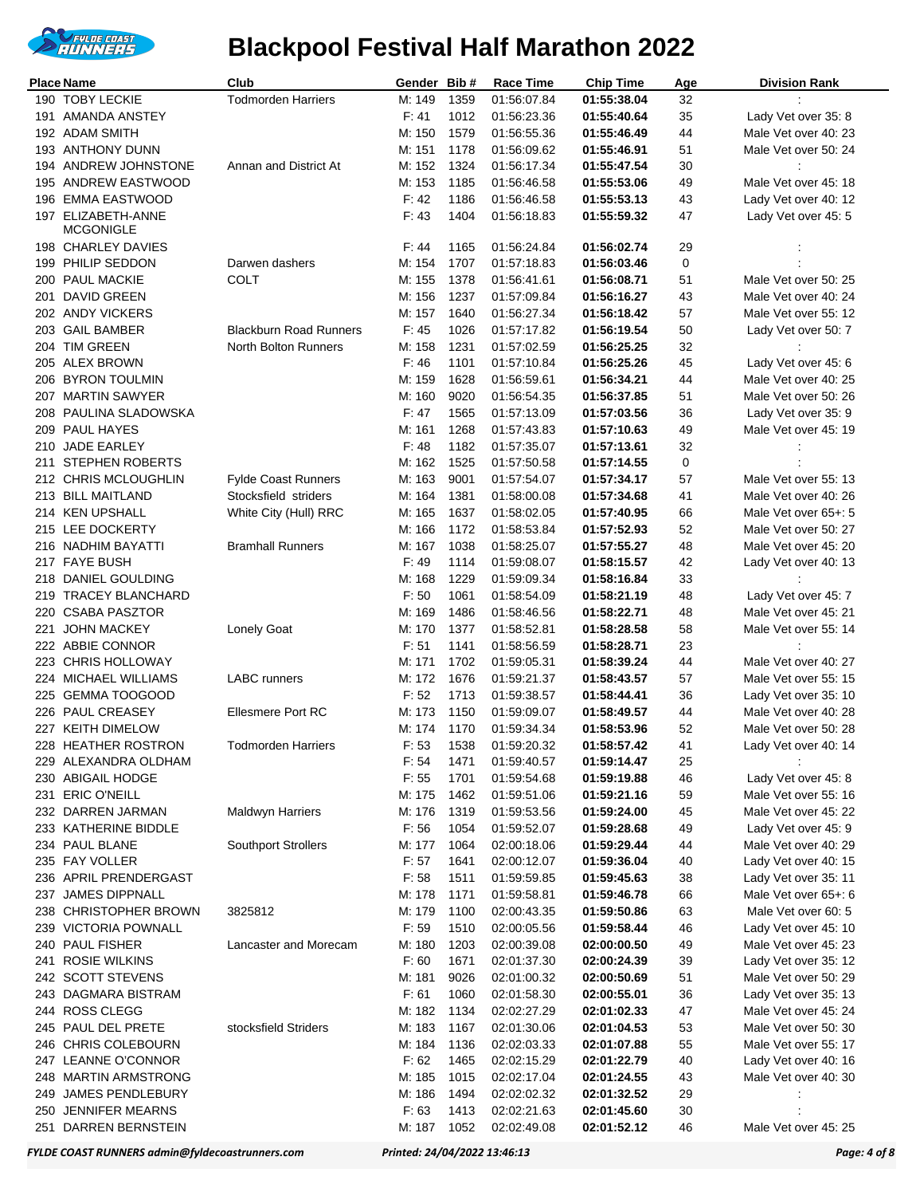# Blackpool Festival Half Marathon 2022

| Place | Name | Club | Gender | Bib # | Race Time | Chip Time | Age | Division Rank |
|---|---|---|---|---|---|---|---|---|
| 190 | TOBY LECKIE | Todmorden Harriers | M: 149 | 1359 | 01:56:07.84 | **01:55:38.04** | 32 | : |
| 191 | AMANDA ANSTEY | | F: 41 | 1012 | 01:56:23.36 | **01:55:40.64** | 35 | Lady Vet over 35: 8 |
| 192 | ADAM SMITH | | M: 150 | 1579 | 01:56:55.36 | **01:55:46.49** | 44 | Male Vet over 40: 23 |
| 193 | ANTHONY DUNN | | M: 151 | 1178 | 01:56:09.62 | **01:55:46.91** | 51 | Male Vet over 50: 24 |
| 194 | ANDREW JOHNSTONE | Annan and District At | M: 152 | 1324 | 01:56:17.34 | **01:55:47.54** | 30 | : |
| 195 | ANDREW EASTWOOD | | M: 153 | 1185 | 01:56:46.58 | **01:55:53.06** | 49 | Male Vet over 45: 18 |
| 196 | EMMA EASTWOOD | | F: 42 | 1186 | 01:56:46.58 | **01:55:53.13** | 43 | Lady Vet over 40: 12 |
| 197 | ELIZABETH-ANNE MCGONIGLE | | F: 43 | 1404 | 01:56:18.83 | **01:55:59.32** | 47 | Lady Vet over 45: 5 |
| 198 | CHARLEY DAVIES | | F: 44 | 1165 | 01:56:24.84 | **01:56:02.74** | 29 | : |
| 199 | PHILIP SEDDON | Darwen dashers | M: 154 | 1707 | 01:57:18.83 | **01:56:03.46** | 0 | : |
| 200 | PAUL MACKIE | COLT | M: 155 | 1378 | 01:56:41.61 | **01:56:08.71** | 51 | Male Vet over 50: 25 |
| 201 | DAVID GREEN | | M: 156 | 1237 | 01:57:09.84 | **01:56:16.27** | 43 | Male Vet over 40: 24 |
| 202 | ANDY VICKERS | | M: 157 | 1640 | 01:56:27.34 | **01:56:18.42** | 57 | Male Vet over 55: 12 |
| 203 | GAIL BAMBER | Blackburn Road Runners | F: 45 | 1026 | 01:57:17.82 | **01:56:19.54** | 50 | Lady Vet over 50: 7 |
| 204 | TIM GREEN | North Bolton Runners | M: 158 | 1231 | 01:57:02.59 | **01:56:25.25** | 32 | : |
| 205 | ALEX BROWN | | F: 46 | 1101 | 01:57:10.84 | **01:56:25.26** | 45 | Lady Vet over 45: 6 |
| 206 | BYRON TOULMIN | | M: 159 | 1628 | 01:56:59.61 | **01:56:34.21** | 44 | Male Vet over 40: 25 |
| 207 | MARTIN SAWYER | | M: 160 | 9020 | 01:56:54.35 | **01:56:37.85** | 51 | Male Vet over 50: 26 |
| 208 | PAULINA SLADOWSKA | | F: 47 | 1565 | 01:57:13.09 | **01:57:03.56** | 36 | Lady Vet over 35: 9 |
| 209 | PAUL HAYES | | M: 161 | 1268 | 01:57:43.83 | **01:57:10.63** | 49 | Male Vet over 45: 19 |
| 210 | JADE EARLEY | | F: 48 | 1182 | 01:57:35.07 | **01:57:13.61** | 32 | : |
| 211 | STEPHEN ROBERTS | | M: 162 | 1525 | 01:57:50.58 | **01:57:14.55** | 0 | : |
| 212 | CHRIS MCLOUGHLIN | Fylde Coast Runners | M: 163 | 9001 | 01:57:54.07 | **01:57:34.17** | 57 | Male Vet over 55: 13 |
| 213 | BILL MAITLAND | Stocksfield striders | M: 164 | 1381 | 01:58:00.08 | **01:57:34.68** | 41 | Male Vet over 40: 26 |
| 214 | KEN UPSHALL | White City (Hull) RRC | M: 165 | 1637 | 01:58:02.05 | **01:57:40.95** | 66 | Male Vet over 65+: 5 |
| 215 | LEE DOCKERTY | | M: 166 | 1172 | 01:58:53.84 | **01:57:52.93** | 52 | Male Vet over 50: 27 |
| 216 | NADHIM BAYATTI | Bramhall Runners | M: 167 | 1038 | 01:58:25.07 | **01:57:55.27** | 48 | Male Vet over 45: 20 |
| 217 | FAYE BUSH | | F: 49 | 1114 | 01:59:08.07 | **01:58:15.57** | 42 | Lady Vet over 40: 13 |
| 218 | DANIEL GOULDING | | M: 168 | 1229 | 01:59:09.34 | **01:58:16.84** | 33 | : |
| 219 | TRACEY BLANCHARD | | F: 50 | 1061 | 01:58:54.09 | **01:58:21.19** | 48 | Lady Vet over 45: 7 |
| 220 | CSABA PASZTOR | | M: 169 | 1486 | 01:58:46.56 | **01:58:22.71** | 48 | Male Vet over 45: 21 |
| 221 | JOHN MACKEY | Lonely Goat | M: 170 | 1377 | 01:58:52.81 | **01:58:28.58** | 58 | Male Vet over 55: 14 |
| 222 | ABBIE CONNOR | | F: 51 | 1141 | 01:58:56.59 | **01:58:28.71** | 23 | : |
| 223 | CHRIS HOLLOWAY | | M: 171 | 1702 | 01:59:05.31 | **01:58:39.24** | 44 | Male Vet over 40: 27 |
| 224 | MICHAEL WILLIAMS | LABC runners | M: 172 | 1676 | 01:59:21.37 | **01:58:43.57** | 57 | Male Vet over 55: 15 |
| 225 | GEMMA TOOGOOD | | F: 52 | 1713 | 01:59:38.57 | **01:58:44.41** | 36 | Lady Vet over 35: 10 |
| 226 | PAUL CREASEY | Ellesmere Port RC | M: 173 | 1150 | 01:59:09.07 | **01:58:49.57** | 44 | Male Vet over 40: 28 |
| 227 | KEITH DIMELOW | | M: 174 | 1170 | 01:59:34.34 | **01:58:53.96** | 52 | Male Vet over 50: 28 |
| 228 | HEATHER ROSTRON | Todmorden Harriers | F: 53 | 1538 | 01:59:20.32 | **01:58:57.42** | 41 | Lady Vet over 40: 14 |
| 229 | ALEXANDRA OLDHAM | | F: 54 | 1471 | 01:59:40.57 | **01:59:14.47** | 25 | : |
| 230 | ABIGAIL HODGE | | F: 55 | 1701 | 01:59:54.68 | **01:59:19.88** | 46 | Lady Vet over 45: 8 |
| 231 | ERIC O'NEILL | | M: 175 | 1462 | 01:59:51.06 | **01:59:21.16** | 59 | Male Vet over 55: 16 |
| 232 | DARREN JARMAN | Maldwyn Harriers | M: 176 | 1319 | 01:59:53.56 | **01:59:24.00** | 45 | Male Vet over 45: 22 |
| 233 | KATHERINE BIDDLE | | F: 56 | 1054 | 01:59:52.07 | **01:59:28.68** | 49 | Lady Vet over 45: 9 |
| 234 | PAUL BLANE | Southport Strollers | M: 177 | 1064 | 02:00:18.06 | **01:59:29.44** | 44 | Male Vet over 40: 29 |
| 235 | FAY VOLLER | | F: 57 | 1641 | 02:00:12.07 | **01:59:36.04** | 40 | Lady Vet over 40: 15 |
| 236 | APRIL PRENDERGAST | | F: 58 | 1511 | 01:59:59.85 | **01:59:45.63** | 38 | Lady Vet over 35: 11 |
| 237 | JAMES DIPPNALL | | M: 178 | 1171 | 01:59:58.81 | **01:59:46.78** | 66 | Male Vet over 65+: 6 |
| 238 | CHRISTOPHER BROWN | 3825812 | M: 179 | 1100 | 02:00:43.35 | **01:59:50.86** | 63 | Male Vet over 60: 5 |
| 239 | VICTORIA POWNALL | | F: 59 | 1510 | 02:00:05.56 | **01:59:58.44** | 46 | Lady Vet over 45: 10 |
| 240 | PAUL FISHER | Lancaster and Morecam | M: 180 | 1203 | 02:00:39.08 | **02:00:00.50** | 49 | Male Vet over 45: 23 |
| 241 | ROSIE WILKINS | | F: 60 | 1671 | 02:01:37.30 | **02:00:24.39** | 39 | Lady Vet over 35: 12 |
| 242 | SCOTT STEVENS | | M: 181 | 9026 | 02:01:00.32 | **02:00:50.69** | 51 | Male Vet over 50: 29 |
| 243 | DAGMARA BISTRAM | | F: 61 | 1060 | 02:01:58.30 | **02:00:55.01** | 36 | Lady Vet over 35: 13 |
| 244 | ROSS CLEGG | | M: 182 | 1134 | 02:02:27.29 | **02:01:02.33** | 47 | Male Vet over 45: 24 |
| 245 | PAUL DEL PRETE | stocksfield Striders | M: 183 | 1167 | 02:01:30.06 | **02:01:04.53** | 53 | Male Vet over 50: 30 |
| 246 | CHRIS COLEBOURN | | M: 184 | 1136 | 02:02:03.33 | **02:01:07.88** | 55 | Male Vet over 55: 17 |
| 247 | LEANNE O'CONNOR | | F: 62 | 1465 | 02:02:15.29 | **02:01:22.79** | 40 | Lady Vet over 40: 16 |
| 248 | MARTIN ARMSTRONG | | M: 185 | 1015 | 02:02:17.04 | **02:01:24.55** | 43 | Male Vet over 40: 30 |
| 249 | JAMES PENDLEBURY | | M: 186 | 1494 | 02:02:02.32 | **02:01:32.52** | 29 | : |
| 250 | JENNIFER MEARNS | | F: 63 | 1413 | 02:02:21.63 | **02:01:45.60** | 30 | : |
| 251 | DARREN BERNSTEIN | | M: 187 | 1052 | 02:02:49.08 | **02:01:52.12** | 46 | Male Vet over 45: 25 |

*FYLDE COAST RUNNERS admin@fyldecoastrunners.com* &nbsp;&nbsp;&nbsp; *Printed: 24/04/2022 13:46:13*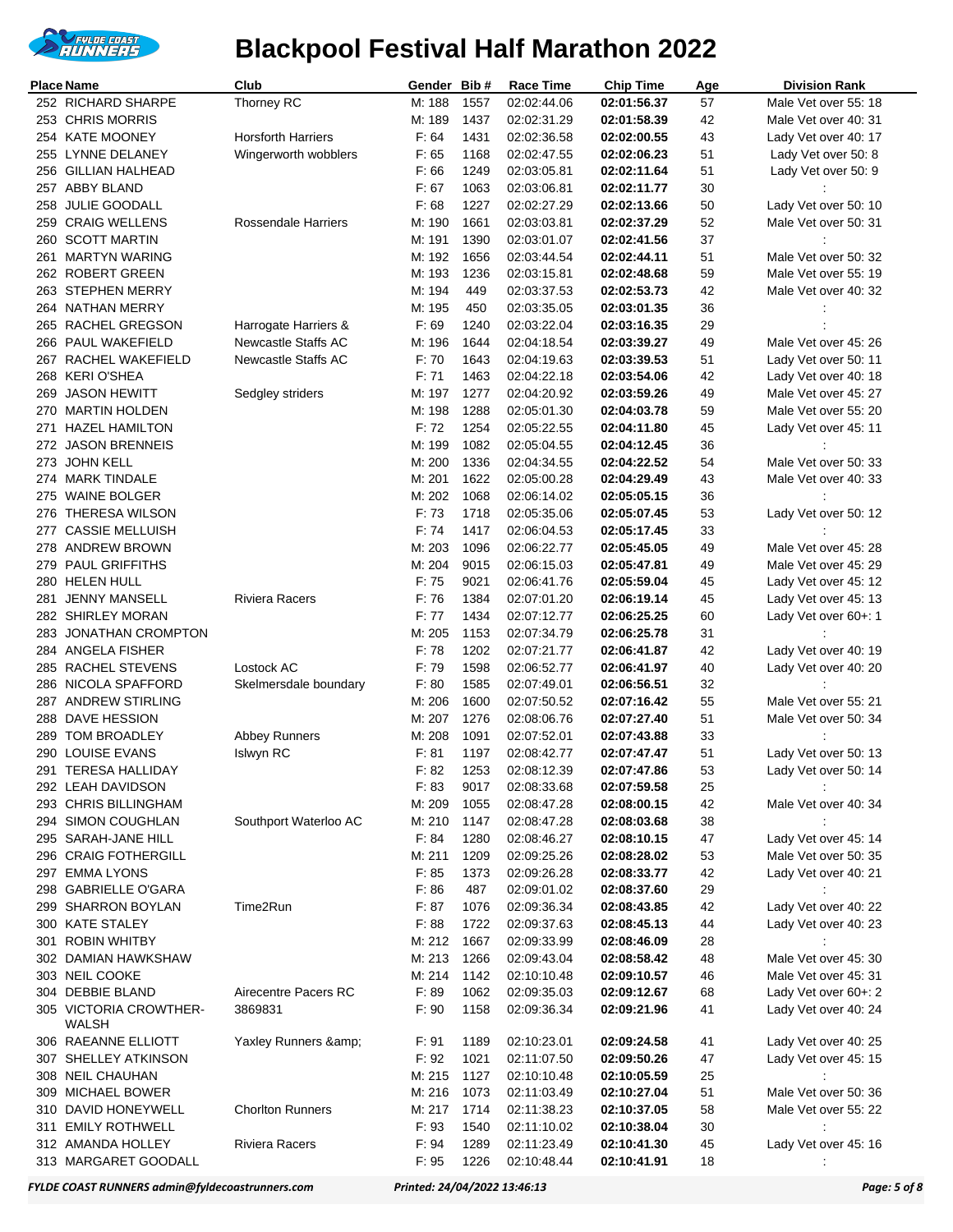# Blackpool Festival Half Marathon 2022

| Place | Name | Club | Gender | Bib # | Race Time | Chip Time | Age | Division Rank |
|---|---|---|---|---|---|---|---|---|
| 252 | RICHARD SHARPE | Thorney RC | M: 188 | 1557 | 02:02:44.06 | **02:01:56.37** | 57 | Male Vet over 55: 18 |
| 253 | CHRIS MORRIS | | M: 189 | 1437 | 02:02:31.29 | **02:01:58.39** | 42 | Male Vet over 40: 31 |
| 254 | KATE MOONEY | Horsforth Harriers | F: 64 | 1431 | 02:02:36.58 | **02:02:00.55** | 43 | Lady Vet over 40: 17 |
| 255 | LYNNE DELANEY | Wingerworth wobblers | F: 65 | 1168 | 02:02:47.55 | **02:02:06.23** | 51 | Lady Vet over 50: 8 |
| 256 | GILLIAN HALHEAD | | F: 66 | 1249 | 02:03:05.81 | **02:02:11.64** | 51 | Lady Vet over 50: 9 |
| 257 | ABBY BLAND | | F: 67 | 1063 | 02:03:06.81 | **02:02:11.77** | 30 | : |
| 258 | JULIE GOODALL | | F: 68 | 1227 | 02:02:27.29 | **02:02:13.66** | 50 | Lady Vet over 50: 10 |
| 259 | CRAIG WELLENS | Rossendale Harriers | M: 190 | 1661 | 02:03:03.81 | **02:02:37.29** | 52 | Male Vet over 50: 31 |
| 260 | SCOTT MARTIN | | M: 191 | 1390 | 02:03:01.07 | **02:02:41.56** | 37 | : |
| 261 | MARTYN WARING | | M: 192 | 1656 | 02:03:44.54 | **02:02:44.11** | 51 | Male Vet over 50: 32 |
| 262 | ROBERT GREEN | | M: 193 | 1236 | 02:03:15.81 | **02:02:48.68** | 59 | Male Vet over 55: 19 |
| 263 | STEPHEN MERRY | | M: 194 | 449 | 02:03:37.53 | **02:02:53.73** | 42 | Male Vet over 40: 32 |
| 264 | NATHAN MERRY | | M: 195 | 450 | 02:03:35.05 | **02:03:01.35** | 36 | : |
| 265 | RACHEL GREGSON | Harrogate Harriers & | F: 69 | 1240 | 02:03:22.04 | **02:03:16.35** | 29 | : |
| 266 | PAUL WAKEFIELD | Newcastle Staffs AC | M: 196 | 1644 | 02:04:18.54 | **02:03:39.27** | 49 | Male Vet over 45: 26 |
| 267 | RACHEL WAKEFIELD | Newcastle Staffs AC | F: 70 | 1643 | 02:04:19.63 | **02:03:39.53** | 51 | Lady Vet over 50: 11 |
| 268 | KERI O'SHEA | | F: 71 | 1463 | 02:04:22.18 | **02:03:54.06** | 42 | Lady Vet over 40: 18 |
| 269 | JASON HEWITT | Sedgley striders | M: 197 | 1277 | 02:04:20.92 | **02:03:59.26** | 49 | Male Vet over 45: 27 |
| 270 | MARTIN HOLDEN | | M: 198 | 1288 | 02:05:01.30 | **02:04:03.78** | 59 | Male Vet over 55: 20 |
| 271 | HAZEL HAMILTON | | F: 72 | 1254 | 02:05:22.55 | **02:04:11.80** | 45 | Lady Vet over 45: 11 |
| 272 | JASON BRENNEIS | | M: 199 | 1082 | 02:05:04.55 | **02:04:12.45** | 36 | : |
| 273 | JOHN KELL | | M: 200 | 1336 | 02:04:34.55 | **02:04:22.52** | 54 | Male Vet over 50: 33 |
| 274 | MARK TINDALE | | M: 201 | 1622 | 02:05:00.28 | **02:04:29.49** | 43 | Male Vet over 40: 33 |
| 275 | WAINE BOLGER | | M: 202 | 1068 | 02:06:14.02 | **02:05:05.15** | 36 | : |
| 276 | THERESA WILSON | | F: 73 | 1718 | 02:05:35.06 | **02:05:07.45** | 53 | Lady Vet over 50: 12 |
| 277 | CASSIE MELLUISH | | F: 74 | 1417 | 02:06:04.53 | **02:05:17.45** | 33 | : |
| 278 | ANDREW BROWN | | M: 203 | 1096 | 02:06:22.77 | **02:05:45.05** | 49 | Male Vet over 45: 28 |
| 279 | PAUL GRIFFITHS | | M: 204 | 9015 | 02:06:15.03 | **02:05:47.81** | 49 | Male Vet over 45: 29 |
| 280 | HELEN HULL | | F: 75 | 9021 | 02:06:41.76 | **02:05:59.04** | 45 | Lady Vet over 45: 12 |
| 281 | JENNY MANSELL | Riviera Racers | F: 76 | 1384 | 02:07:01.20 | **02:06:19.14** | 45 | Lady Vet over 45: 13 |
| 282 | SHIRLEY MORAN | | F: 77 | 1434 | 02:07:12.77 | **02:06:25.25** | 60 | Lady Vet over 60+: 1 |
| 283 | JONATHAN CROMPTON | | M: 205 | 1153 | 02:07:34.79 | **02:06:25.78** | 31 | : |
| 284 | ANGELA FISHER | | F: 78 | 1202 | 02:07:21.77 | **02:06:41.87** | 42 | Lady Vet over 40: 19 |
| 285 | RACHEL STEVENS | Lostock AC | F: 79 | 1598 | 02:06:52.77 | **02:06:41.97** | 40 | Lady Vet over 40: 20 |
| 286 | NICOLA SPAFFORD | Skelmersdale boundary | F: 80 | 1585 | 02:07:49.01 | **02:06:56.51** | 32 | : |
| 287 | ANDREW STIRLING | | M: 206 | 1600 | 02:07:50.52 | **02:07:16.42** | 55 | Male Vet over 55: 21 |
| 288 | DAVE HESSION | | M: 207 | 1276 | 02:08:06.76 | **02:07:27.40** | 51 | Male Vet over 50: 34 |
| 289 | TOM BROADLEY | Abbey Runners | M: 208 | 1091 | 02:07:52.01 | **02:07:43.88** | 33 | : |
| 290 | LOUISE EVANS | Islwyn RC | F: 81 | 1197 | 02:08:42.77 | **02:07:47.47** | 51 | Lady Vet over 50: 13 |
| 291 | TERESA HALLIDAY | | F: 82 | 1253 | 02:08:12.39 | **02:07:47.86** | 53 | Lady Vet over 50: 14 |
| 292 | LEAH DAVIDSON | | F: 83 | 9017 | 02:08:33.68 | **02:07:59.58** | 25 | : |
| 293 | CHRIS BILLINGHAM | | M: 209 | 1055 | 02:08:47.28 | **02:08:00.15** | 42 | Male Vet over 40: 34 |
| 294 | SIMON COUGHLAN | Southport Waterloo AC | M: 210 | 1147 | 02:08:47.28 | **02:08:03.68** | 38 | : |
| 295 | SARAH-JANE HILL | | F: 84 | 1280 | 02:08:46.27 | **02:08:10.15** | 47 | Lady Vet over 45: 14 |
| 296 | CRAIG FOTHERGILL | | M: 211 | 1209 | 02:09:25.26 | **02:08:28.02** | 53 | Male Vet over 50: 35 |
| 297 | EMMA LYONS | | F: 85 | 1373 | 02:09:26.28 | **02:08:33.77** | 42 | Lady Vet over 40: 21 |
| 298 | GABRIELLE O'GARA | | F: 86 | 487 | 02:09:01.02 | **02:08:37.60** | 29 | : |
| 299 | SHARRON BOYLAN | Time2Run | F: 87 | 1076 | 02:09:36.34 | **02:08:43.85** | 42 | Lady Vet over 40: 22 |
| 300 | KATE STALEY | | F: 88 | 1722 | 02:09:37.63 | **02:08:45.13** | 44 | Lady Vet over 40: 23 |
| 301 | ROBIN WHITBY | | M: 212 | 1667 | 02:09:33.99 | **02:08:46.09** | 28 | : |
| 302 | DAMIAN HAWKSHAW | | M: 213 | 1266 | 02:09:43.04 | **02:08:58.42** | 48 | Male Vet over 45: 30 |
| 303 | NEIL COOKE | | M: 214 | 1142 | 02:10:10.48 | **02:09:10.57** | 46 | Male Vet over 45: 31 |
| 304 | DEBBIE BLAND | Airecentre Pacers RC | F: 89 | 1062 | 02:09:35.03 | **02:09:12.67** | 68 | Lady Vet over 60+: 2 |
| 305 | VICTORIA CROWTHER-WALSH | 3869831 | F: 90 | 1158 | 02:09:36.34 | **02:09:21.96** | 41 | Lady Vet over 40: 24 |
| 306 | RAEANNE ELLIOTT | Yaxley Runners &amp; | F: 91 | 1189 | 02:10:23.01 | **02:09:24.58** | 41 | Lady Vet over 40: 25 |
| 307 | SHELLEY ATKINSON | | F: 92 | 1021 | 02:11:07.50 | **02:09:50.26** | 47 | Lady Vet over 45: 15 |
| 308 | NEIL CHAUHAN | | M: 215 | 1127 | 02:10:10.48 | **02:10:05.59** | 25 | : |
| 309 | MICHAEL BOWER | | M: 216 | 1073 | 02:11:03.49 | **02:10:27.04** | 51 | Male Vet over 50: 36 |
| 310 | DAVID HONEYWELL | Chorlton Runners | M: 217 | 1714 | 02:11:38.23 | **02:10:37.05** | 58 | Male Vet over 55: 22 |
| 311 | EMILY ROTHWELL | | F: 93 | 1540 | 02:11:10.02 | **02:10:38.04** | 30 | : |
| 312 | AMANDA HOLLEY | Riviera Racers | F: 94 | 1289 | 02:11:23.49 | **02:10:41.30** | 45 | Lady Vet over 45: 16 |
| 313 | MARGARET GOODALL | | F: 95 | 1226 | 02:10:48.44 | **02:10:41.91** | 18 | : |

*FYLDE COAST RUNNERS admin@fyldecoastrunners.com* *Printed: 24/04/2022 13:46:13*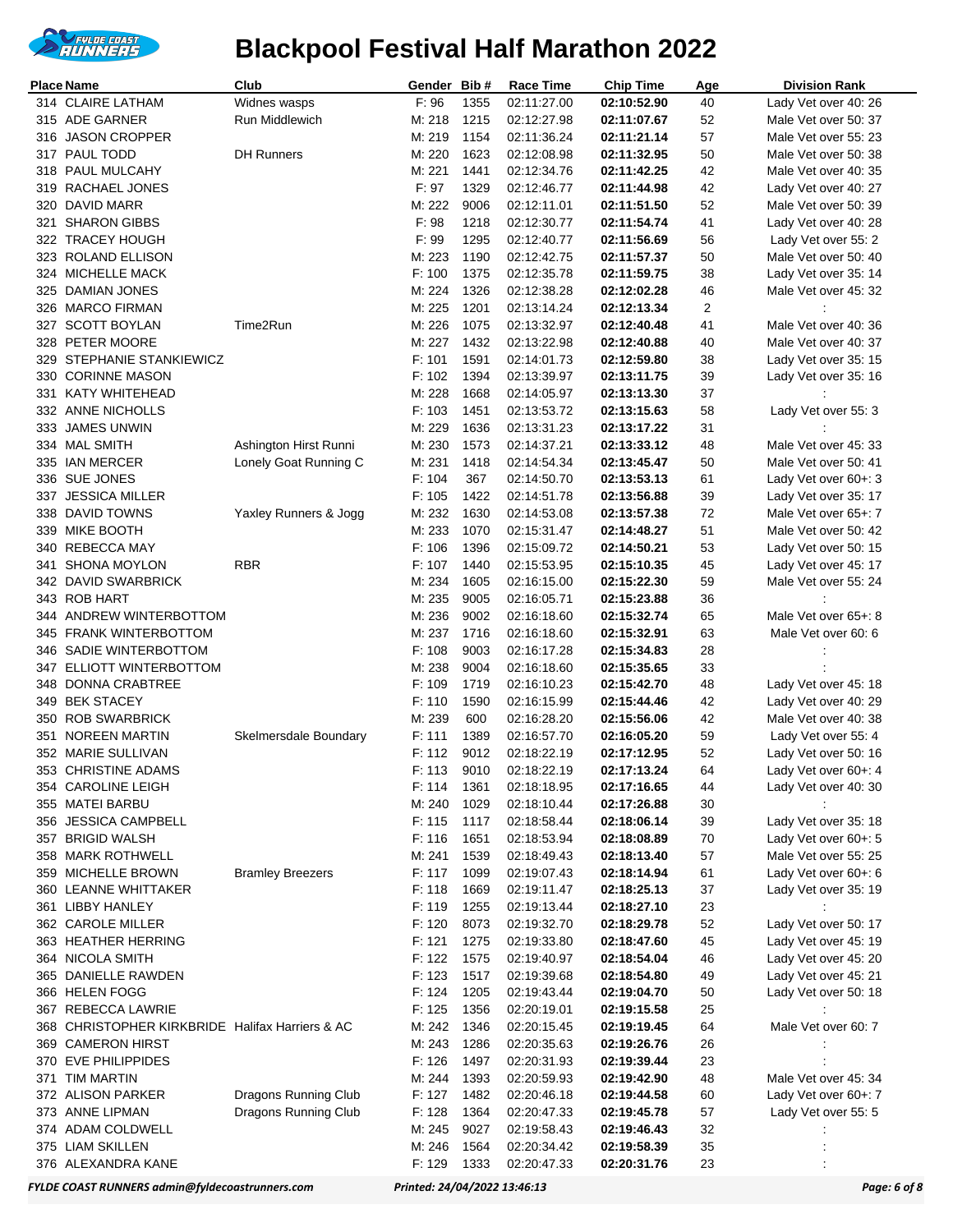# Blackpool Festival Half Marathon 2022

| Place | Name | Club | Gender | Bib # | Race Time | Chip Time | Age | Division Rank |
|---|---|---|---|---|---|---|---|---|
| 314 | CLAIRE LATHAM | Widnes wasps | F: 96 | 1355 | 02:11:27.00 | **02:10:52.90** | 40 | Lady Vet over 40: 26 |
| 315 | ADE GARNER | Run Middlewich | M: 218 | 1215 | 02:12:27.98 | **02:11:07.67** | 52 | Male Vet over 50: 37 |
| 316 | JASON CROPPER | | M: 219 | 1154 | 02:11:36.24 | **02:11:21.14** | 57 | Male Vet over 55: 23 |
| 317 | PAUL TODD | DH Runners | M: 220 | 1623 | 02:12:08.98 | **02:11:32.95** | 50 | Male Vet over 50: 38 |
| 318 | PAUL MULCAHY | | M: 221 | 1441 | 02:12:34.76 | **02:11:42.25** | 42 | Male Vet over 40: 35 |
| 319 | RACHAEL JONES | | F: 97 | 1329 | 02:12:46.77 | **02:11:44.98** | 42 | Lady Vet over 40: 27 |
| 320 | DAVID MARR | | M: 222 | 9006 | 02:12:11.01 | **02:11:51.50** | 52 | Male Vet over 50: 39 |
| 321 | SHARON GIBBS | | F: 98 | 1218 | 02:12:30.77 | **02:11:54.74** | 41 | Lady Vet over 40: 28 |
| 322 | TRACEY HOUGH | | F: 99 | 1295 | 02:12:40.77 | **02:11:56.69** | 56 | Lady Vet over 55: 2 |
| 323 | ROLAND ELLISON | | M: 223 | 1190 | 02:12:42.75 | **02:11:57.37** | 50 | Male Vet over 50: 40 |
| 324 | MICHELLE MACK | | F: 100 | 1375 | 02:12:35.78 | **02:11:59.75** | 38 | Lady Vet over 35: 14 |
| 325 | DAMIAN JONES | | M: 224 | 1326 | 02:12:38.28 | **02:12:02.28** | 46 | Male Vet over 45: 32 |
| 326 | MARCO FIRMAN | | M: 225 | 1201 | 02:13:14.24 | **02:12:13.34** | 2 | : |
| 327 | SCOTT BOYLAN | Time2Run | M: 226 | 1075 | 02:13:32.97 | **02:12:40.48** | 41 | Male Vet over 40: 36 |
| 328 | PETER MOORE | | M: 227 | 1432 | 02:13:22.98 | **02:12:40.88** | 40 | Male Vet over 40: 37 |
| 329 | STEPHANIE STANKIEWICZ | | F: 101 | 1591 | 02:14:01.73 | **02:12:59.80** | 38 | Lady Vet over 35: 15 |
| 330 | CORINNE MASON | | F: 102 | 1394 | 02:13:39.97 | **02:13:11.75** | 39 | Lady Vet over 35: 16 |
| 331 | KATY WHITEHEAD | | M: 228 | 1668 | 02:14:05.97 | **02:13:13.30** | 37 | : |
| 332 | ANNE NICHOLLS | | F: 103 | 1451 | 02:13:53.72 | **02:13:15.63** | 58 | Lady Vet over 55: 3 |
| 333 | JAMES UNWIN | | M: 229 | 1636 | 02:13:31.23 | **02:13:17.22** | 31 | : |
| 334 | MAL SMITH | Ashington Hirst Runni | M: 230 | 1573 | 02:14:37.21 | **02:13:33.12** | 48 | Male Vet over 45: 33 |
| 335 | IAN MERCER | Lonely Goat Running C | M: 231 | 1418 | 02:14:54.34 | **02:13:45.47** | 50 | Male Vet over 50: 41 |
| 336 | SUE JONES | | F: 104 | 367 | 02:14:50.70 | **02:13:53.13** | 61 | Lady Vet over 60+: 3 |
| 337 | JESSICA MILLER | | F: 105 | 1422 | 02:14:51.78 | **02:13:56.88** | 39 | Lady Vet over 35: 17 |
| 338 | DAVID TOWNS | Yaxley Runners & Jogg | M: 232 | 1630 | 02:14:53.08 | **02:13:57.38** | 72 | Male Vet over 65+: 7 |
| 339 | MIKE BOOTH | | M: 233 | 1070 | 02:15:31.47 | **02:14:48.27** | 51 | Male Vet over 50: 42 |
| 340 | REBECCA MAY | | F: 106 | 1396 | 02:15:09.72 | **02:14:50.21** | 53 | Lady Vet over 50: 15 |
| 341 | SHONA MOYLON | RBR | F: 107 | 1440 | 02:15:53.95 | **02:15:10.35** | 45 | Lady Vet over 45: 17 |
| 342 | DAVID SWARBRICK | | M: 234 | 1605 | 02:16:15.00 | **02:15:22.30** | 59 | Male Vet over 55: 24 |
| 343 | ROB HART | | M: 235 | 9005 | 02:16:05.71 | **02:15:23.88** | 36 | : |
| 344 | ANDREW WINTERBOTTOM | | M: 236 | 9002 | 02:16:18.60 | **02:15:32.74** | 65 | Male Vet over 65+: 8 |
| 345 | FRANK WINTERBOTTOM | | M: 237 | 1716 | 02:16:18.60 | **02:15:32.91** | 63 | Male Vet over 60: 6 |
| 346 | SADIE WINTERBOTTOM | | F: 108 | 9003 | 02:16:17.28 | **02:15:34.83** | 28 | : |
| 347 | ELLIOTT WINTERBOTTOM | | M: 238 | 9004 | 02:16:18.60 | **02:15:35.65** | 33 | : |
| 348 | DONNA CRABTREE | | F: 109 | 1719 | 02:16:10.23 | **02:15:42.70** | 48 | Lady Vet over 45: 18 |
| 349 | BEK STACEY | | F: 110 | 1590 | 02:16:15.99 | **02:15:44.46** | 42 | Lady Vet over 40: 29 |
| 350 | ROB SWARBRICK | | M: 239 | 600 | 02:16:28.20 | **02:15:56.06** | 42 | Male Vet over 40: 38 |
| 351 | NOREEN MARTIN | Skelmersdale Boundary | F: 111 | 1389 | 02:16:57.70 | **02:16:05.20** | 59 | Lady Vet over 55: 4 |
| 352 | MARIE SULLIVAN | | F: 112 | 9012 | 02:18:22.19 | **02:17:12.95** | 52 | Lady Vet over 50: 16 |
| 353 | CHRISTINE ADAMS | | F: 113 | 9010 | 02:18:22.19 | **02:17:13.24** | 64 | Lady Vet over 60+: 4 |
| 354 | CAROLINE LEIGH | | F: 114 | 1361 | 02:18:18.95 | **02:17:16.65** | 44 | Lady Vet over 40: 30 |
| 355 | MATEI BARBU | | M: 240 | 1029 | 02:18:10.44 | **02:17:26.88** | 30 | : |
| 356 | JESSICA CAMPBELL | | F: 115 | 1117 | 02:18:58.44 | **02:18:06.14** | 39 | Lady Vet over 35: 18 |
| 357 | BRIGID WALSH | | F: 116 | 1651 | 02:18:53.94 | **02:18:08.89** | 70 | Lady Vet over 60+: 5 |
| 358 | MARK ROTHWELL | | M: 241 | 1539 | 02:18:49.43 | **02:18:13.40** | 57 | Male Vet over 55: 25 |
| 359 | MICHELLE BROWN | Bramley Breezers | F: 117 | 1099 | 02:19:07.43 | **02:18:14.94** | 61 | Lady Vet over 60+: 6 |
| 360 | LEANNE WHITTAKER | | F: 118 | 1669 | 02:19:11.47 | **02:18:25.13** | 37 | Lady Vet over 35: 19 |
| 361 | LIBBY HANLEY | | F: 119 | 1255 | 02:19:13.44 | **02:18:27.10** | 23 | : |
| 362 | CAROLE MILLER | | F: 120 | 8073 | 02:19:32.70 | **02:18:29.78** | 52 | Lady Vet over 50: 17 |
| 363 | HEATHER HERRING | | F: 121 | 1275 | 02:19:33.80 | **02:18:47.60** | 45 | Lady Vet over 45: 19 |
| 364 | NICOLA SMITH | | F: 122 | 1575 | 02:19:40.97 | **02:18:54.04** | 46 | Lady Vet over 45: 20 |
| 365 | DANIELLE RAWDEN | | F: 123 | 1517 | 02:19:39.68 | **02:18:54.80** | 49 | Lady Vet over 45: 21 |
| 366 | HELEN FOGG | | F: 124 | 1205 | 02:19:43.44 | **02:19:04.70** | 50 | Lady Vet over 50: 18 |
| 367 | REBECCA LAWRIE | | F: 125 | 1356 | 02:20:19.01 | **02:19:15.58** | 25 | : |
| 368 | CHRISTOPHER KIRKBRIDE | Halifax Harriers & AC | M: 242 | 1346 | 02:20:15.45 | **02:19:19.45** | 64 | Male Vet over 60: 7 |
| 369 | CAMERON HIRST | | M: 243 | 1286 | 02:20:35.63 | **02:19:26.76** | 26 | : |
| 370 | EVE PHILIPPIDES | | F: 126 | 1497 | 02:20:31.93 | **02:19:39.44** | 23 | : |
| 371 | TIM MARTIN | | M: 244 | 1393 | 02:20:59.93 | **02:19:42.90** | 48 | Male Vet over 45: 34 |
| 372 | ALISON PARKER | Dragons Running Club | F: 127 | 1482 | 02:20:46.18 | **02:19:44.58** | 60 | Lady Vet over 60+: 7 |
| 373 | ANNE LIPMAN | Dragons Running Club | F: 128 | 1364 | 02:20:47.33 | **02:19:45.78** | 57 | Lady Vet over 55: 5 |
| 374 | ADAM COLDWELL | | M: 245 | 9027 | 02:19:58.43 | **02:19:46.43** | 32 | : |
| 375 | LIAM SKILLEN | | M: 246 | 1564 | 02:20:34.42 | **02:19:58.39** | 35 | : |
| 376 | ALEXANDRA KANE | | F: 129 | 1333 | 02:20:47.33 | **02:20:31.76** | 23 | : |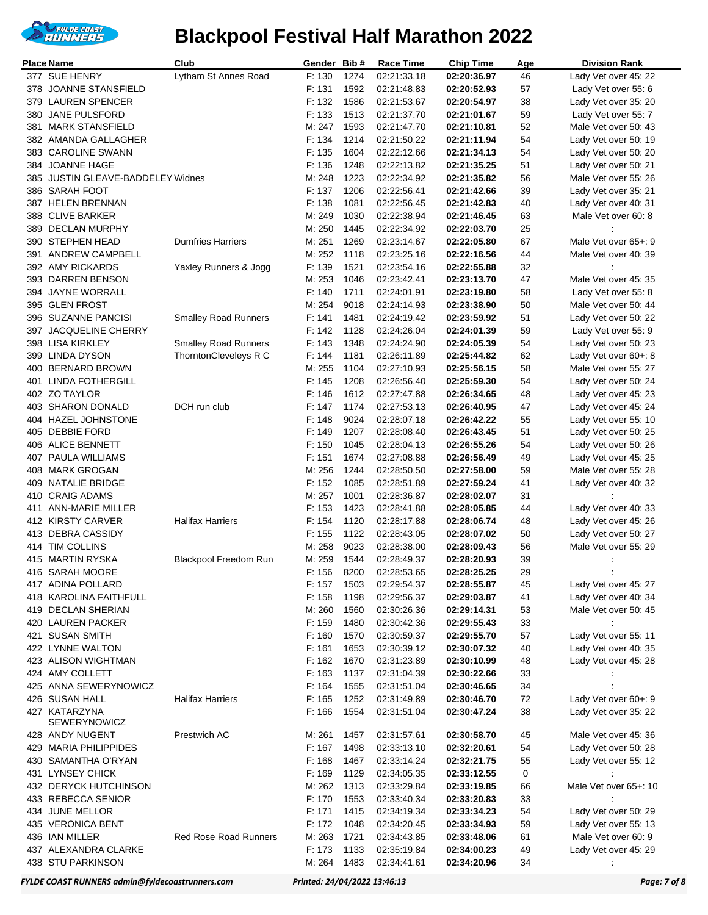# Blackpool Festival Half Marathon 2022

| Place | Name | Club | Gender | Bib # | Race Time | Chip Time | Age | Division Rank |
|---|---|---|---|---|---|---|---|---|
| 377 | SUE HENRY | Lytham St Annes Road | F: 130 | 1274 | 02:21:33.18 | **02:20:36.97** | 46 | Lady Vet over 45: 22 |
| 378 | JOANNE STANSFIELD | | F: 131 | 1592 | 02:21:48.83 | **02:20:52.93** | 57 | Lady Vet over 55: 6 |
| 379 | LAUREN SPENCER | | F: 132 | 1586 | 02:21:53.67 | **02:20:54.97** | 38 | Lady Vet over 35: 20 |
| 380 | JANE PULSFORD | | F: 133 | 1513 | 02:21:37.70 | **02:21:01.67** | 59 | Lady Vet over 55: 7 |
| 381 | MARK STANSFIELD | | M: 247 | 1593 | 02:21:47.70 | **02:21:10.81** | 52 | Male Vet over 50: 43 |
| 382 | AMANDA GALLAGHER | | F: 134 | 1214 | 02:21:50.22 | **02:21:11.94** | 54 | Lady Vet over 50: 19 |
| 383 | CAROLINE SWANN | | F: 135 | 1604 | 02:22:12.66 | **02:21:34.13** | 54 | Lady Vet over 50: 20 |
| 384 | JOANNE HAGE | | F: 136 | 1248 | 02:22:13.82 | **02:21:35.25** | 51 | Lady Vet over 50: 21 |
| 385 | JUSTIN GLEAVE-BADDELEY | Widnes | M: 248 | 1223 | 02:22:34.92 | **02:21:35.82** | 56 | Male Vet over 55: 26 |
| 386 | SARAH FOOT | | F: 137 | 1206 | 02:22:56.41 | **02:21:42.66** | 39 | Lady Vet over 35: 21 |
| 387 | HELEN BRENNAN | | F: 138 | 1081 | 02:22:56.45 | **02:21:42.83** | 40 | Lady Vet over 40: 31 |
| 388 | CLIVE BARKER | | M: 249 | 1030 | 02:22:38.94 | **02:21:46.45** | 63 | Male Vet over 60: 8 |
| 389 | DECLAN MURPHY | | M: 250 | 1445 | 02:22:34.92 | **02:22:03.70** | 25 | : |
| 390 | STEPHEN HEAD | Dumfries Harriers | M: 251 | 1269 | 02:23:14.67 | **02:22:05.80** | 67 | Male Vet over 65+: 9 |
| 391 | ANDREW CAMPBELL | | M: 252 | 1118 | 02:23:25.16 | **02:22:16.56** | 44 | Male Vet over 40: 39 |
| 392 | AMY RICKARDS | Yaxley Runners & Jogg | F: 139 | 1521 | 02:23:54.16 | **02:22:55.88** | 32 | : |
| 393 | DARREN BENSON | | M: 253 | 1046 | 02:23:42.41 | **02:23:13.70** | 47 | Male Vet over 45: 35 |
| 394 | JAYNE WORRALL | | F: 140 | 1711 | 02:24:01.91 | **02:23:19.80** | 58 | Lady Vet over 55: 8 |
| 395 | GLEN FROST | | M: 254 | 9018 | 02:24:14.93 | **02:23:38.90** | 50 | Male Vet over 50: 44 |
| 396 | SUZANNE PANCISI | Smalley Road Runners | F: 141 | 1481 | 02:24:19.42 | **02:23:59.92** | 51 | Lady Vet over 50: 22 |
| 397 | JACQUELINE CHERRY | | F: 142 | 1128 | 02:24:26.04 | **02:24:01.39** | 59 | Lady Vet over 55: 9 |
| 398 | LISA KIRKLEY | Smalley Road Runners | F: 143 | 1348 | 02:24:24.90 | **02:24:05.39** | 54 | Lady Vet over 50: 23 |
| 399 | LINDA DYSON | ThorntonCleveleys R C | F: 144 | 1181 | 02:26:11.89 | **02:25:44.82** | 62 | Lady Vet over 60+: 8 |
| 400 | BERNARD BROWN | | M: 255 | 1104 | 02:27:10.93 | **02:25:56.15** | 58 | Male Vet over 55: 27 |
| 401 | LINDA FOTHERGILL | | F: 145 | 1208 | 02:26:56.40 | **02:25:59.30** | 54 | Lady Vet over 50: 24 |
| 402 | ZO TAYLOR | | F: 146 | 1612 | 02:27:47.88 | **02:26:34.65** | 48 | Lady Vet over 45: 23 |
| 403 | SHARON DONALD | DCH run club | F: 147 | 1174 | 02:27:53.13 | **02:26:40.95** | 47 | Lady Vet over 45: 24 |
| 404 | HAZEL JOHNSTONE | | F: 148 | 9024 | 02:28:07.18 | **02:26:42.22** | 55 | Lady Vet over 55: 10 |
| 405 | DEBBIE FORD | | F: 149 | 1207 | 02:28:08.40 | **02:26:43.45** | 51 | Lady Vet over 50: 25 |
| 406 | ALICE BENNETT | | F: 150 | 1045 | 02:28:04.13 | **02:26:55.26** | 54 | Lady Vet over 50: 26 |
| 407 | PAULA WILLIAMS | | F: 151 | 1674 | 02:27:08.88 | **02:26:56.49** | 49 | Lady Vet over 45: 25 |
| 408 | MARK GROGAN | | M: 256 | 1244 | 02:28:50.50 | **02:27:58.00** | 59 | Male Vet over 55: 28 |
| 409 | NATALIE BRIDGE | | F: 152 | 1085 | 02:28:51.89 | **02:27:59.24** | 41 | Lady Vet over 40: 32 |
| 410 | CRAIG ADAMS | | M: 257 | 1001 | 02:28:36.87 | **02:28:02.07** | 31 | : |
| 411 | ANN-MARIE MILLER | | F: 153 | 1423 | 02:28:41.88 | **02:28:05.85** | 44 | Lady Vet over 40: 33 |
| 412 | KIRSTY CARVER | Halifax Harriers | F: 154 | 1120 | 02:28:17.88 | **02:28:06.74** | 48 | Lady Vet over 45: 26 |
| 413 | DEBRA CASSIDY | | F: 155 | 1122 | 02:28:43.05 | **02:28:07.02** | 50 | Lady Vet over 50: 27 |
| 414 | TIM COLLINS | | M: 258 | 9023 | 02:28:38.00 | **02:28:09.43** | 56 | Male Vet over 55: 29 |
| 415 | MARTIN RYSKA | Blackpool Freedom Run | M: 259 | 1544 | 02:28:49.37 | **02:28:20.93** | 39 | : |
| 416 | SARAH MOORE | | F: 156 | 8200 | 02:28:53.65 | **02:28:25.25** | 29 | : |
| 417 | ADINA POLLARD | | F: 157 | 1503 | 02:29:54.37 | **02:28:55.87** | 45 | Lady Vet over 45: 27 |
| 418 | KAROLINA FAITHFULL | | F: 158 | 1198 | 02:29:56.37 | **02:29:03.87** | 41 | Lady Vet over 40: 34 |
| 419 | DECLAN SHERIAN | | M: 260 | 1560 | 02:30:26.36 | **02:29:14.31** | 53 | Male Vet over 50: 45 |
| 420 | LAUREN PACKER | | F: 159 | 1480 | 02:30:42.36 | **02:29:55.43** | 33 | : |
| 421 | SUSAN SMITH | | F: 160 | 1570 | 02:30:59.37 | **02:29:55.70** | 57 | Lady Vet over 55: 11 |
| 422 | LYNNE WALTON | | F: 161 | 1653 | 02:30:39.12 | **02:30:07.32** | 40 | Lady Vet over 40: 35 |
| 423 | ALISON WIGHTMAN | | F: 162 | 1670 | 02:31:23.89 | **02:30:10.99** | 48 | Lady Vet over 45: 28 |
| 424 | AMY COLLETT | | F: 163 | 1137 | 02:31:04.39 | **02:30:22.66** | 33 | : |
| 425 | ANNA SEWERYNOWICZ | | F: 164 | 1555 | 02:31:51.04 | **02:30:46.65** | 34 | : |
| 426 | SUSAN HALL | Halifax Harriers | F: 165 | 1252 | 02:31:49.89 | **02:30:46.70** | 72 | Lady Vet over 60+: 9 |
| 427 | KATARZYNA SEWERYNOWICZ | | F: 166 | 1554 | 02:31:51.04 | **02:30:47.24** | 38 | Lady Vet over 35: 22 |
| 428 | ANDY NUGENT | Prestwich AC | M: 261 | 1457 | 02:31:57.61 | **02:30:58.70** | 45 | Male Vet over 45: 36 |
| 429 | MARIA PHILIPPIDES | | F: 167 | 1498 | 02:33:13.10 | **02:32:20.61** | 54 | Lady Vet over 50: 28 |
| 430 | SAMANTHA O'RYAN | | F: 168 | 1467 | 02:33:14.24 | **02:32:21.75** | 55 | Lady Vet over 55: 12 |
| 431 | LYNSEY CHICK | | F: 169 | 1129 | 02:34:05.35 | **02:33:12.55** | 0 | : |
| 432 | DERYCK HUTCHINSON | | M: 262 | 1313 | 02:33:29.84 | **02:33:19.85** | 66 | Male Vet over 65+: 10 |
| 433 | REBECCA SENIOR | | F: 170 | 1553 | 02:33:40.34 | **02:33:20.83** | 33 | : |
| 434 | JUNE MELLOR | | F: 171 | 1415 | 02:34:19.34 | **02:33:34.23** | 54 | Lady Vet over 50: 29 |
| 435 | VERONICA BENT | | F: 172 | 1048 | 02:34:20.45 | **02:33:34.93** | 59 | Lady Vet over 55: 13 |
| 436 | IAN MILLER | Red Rose Road Runners | M: 263 | 1721 | 02:34:43.85 | **02:33:48.06** | 61 | Male Vet over 60: 9 |
| 437 | ALEXANDRA CLARKE | | F: 173 | 1133 | 02:35:19.84 | **02:34:00.23** | 49 | Lady Vet over 45: 29 |
| 438 | STU PARKINSON | | M: 264 | 1483 | 02:34:41.61 | **02:34:20.96** | 34 | : |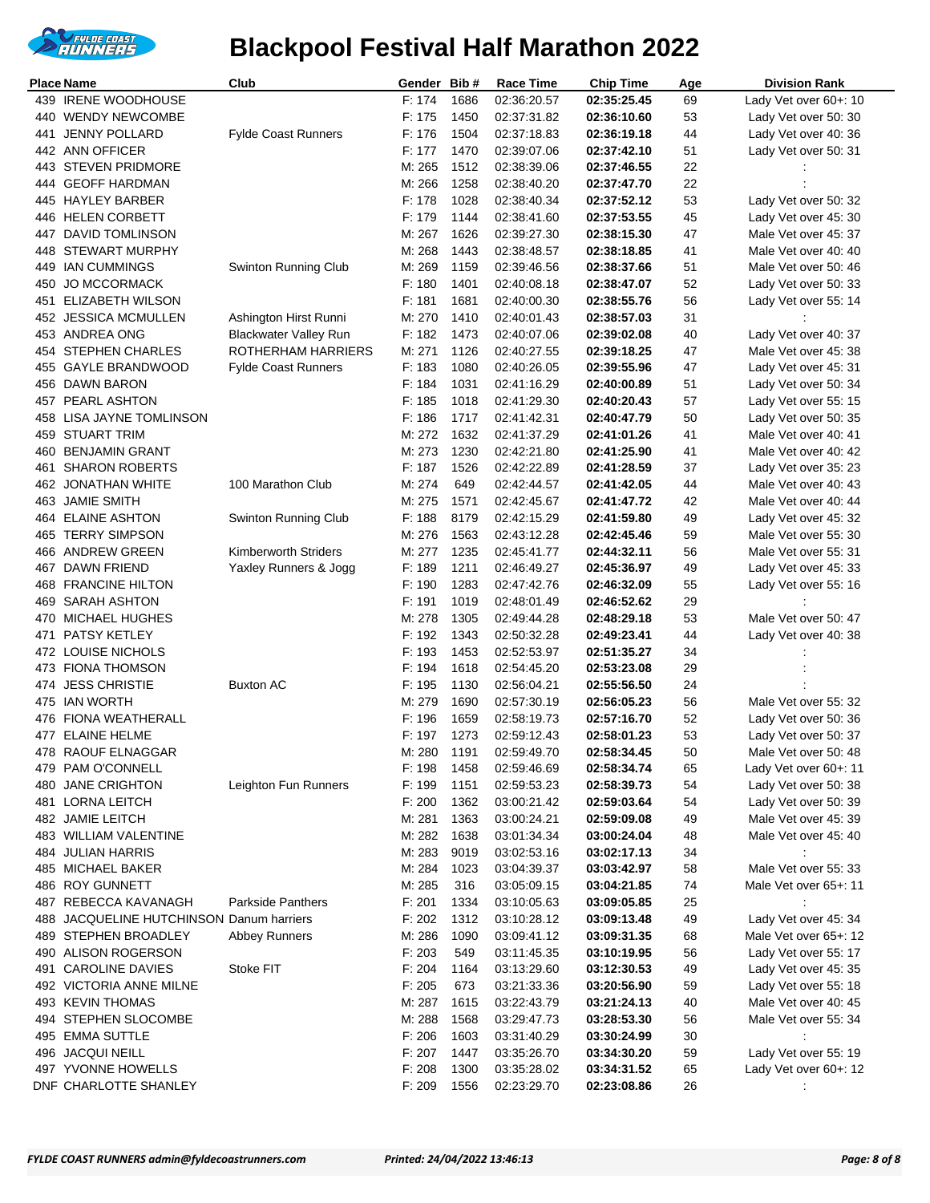# Blackpool Festival Half Marathon 2022

| Place | Name | Club | Gender | Bib # | Race Time | Chip Time | Age | Division Rank |
|---|---|---|---|---|---|---|---|---|
| 439 | IRENE WOODHOUSE | | F: 174 | 1686 | 02:36:20.57 | **02:35:25.45** | 69 | Lady Vet over 60+: 10 |
| 440 | WENDY NEWCOMBE | | F: 175 | 1450 | 02:37:31.82 | **02:36:10.60** | 53 | Lady Vet over 50: 30 |
| 441 | JENNY POLLARD | Fylde Coast Runners | F: 176 | 1504 | 02:37:18.83 | **02:36:19.18** | 44 | Lady Vet over 40: 36 |
| 442 | ANN OFFICER | | F: 177 | 1470 | 02:39:07.06 | **02:37:42.10** | 51 | Lady Vet over 50: 31 |
| 443 | STEVEN PRIDMORE | | M: 265 | 1512 | 02:38:39.06 | **02:37:46.55** | 22 | : |
| 444 | GEOFF HARDMAN | | M: 266 | 1258 | 02:38:40.20 | **02:37:47.70** | 22 | : |
| 445 | HAYLEY BARBER | | F: 178 | 1028 | 02:38:40.34 | **02:37:52.12** | 53 | Lady Vet over 50: 32 |
| 446 | HELEN CORBETT | | F: 179 | 1144 | 02:38:41.60 | **02:37:53.55** | 45 | Lady Vet over 45: 30 |
| 447 | DAVID TOMLINSON | | M: 267 | 1626 | 02:39:27.30 | **02:38:15.30** | 47 | Male Vet over 45: 37 |
| 448 | STEWART MURPHY | | M: 268 | 1443 | 02:38:48.57 | **02:38:18.85** | 41 | Male Vet over 40: 40 |
| 449 | IAN CUMMINGS | Swinton Running Club | M: 269 | 1159 | 02:39:46.56 | **02:38:37.66** | 51 | Male Vet over 50: 46 |
| 450 | JO MCCORMACK | | F: 180 | 1401 | 02:40:08.18 | **02:38:47.07** | 52 | Lady Vet over 50: 33 |
| 451 | ELIZABETH WILSON | | F: 181 | 1681 | 02:40:00.30 | **02:38:55.76** | 56 | Lady Vet over 55: 14 |
| 452 | JESSICA MCMULLEN | Ashington Hirst Runni | M: 270 | 1410 | 02:40:01.43 | **02:38:57.03** | 31 | : |
| 453 | ANDREA ONG | Blackwater Valley Run | F: 182 | 1473 | 02:40:07.06 | **02:39:02.08** | 40 | Lady Vet over 40: 37 |
| 454 | STEPHEN CHARLES | ROTHERHAM HARRIERS | M: 271 | 1126 | 02:40:27.55 | **02:39:18.25** | 47 | Male Vet over 45: 38 |
| 455 | GAYLE BRANDWOOD | Fylde Coast Runners | F: 183 | 1080 | 02:40:26.05 | **02:39:55.96** | 47 | Lady Vet over 45: 31 |
| 456 | DAWN BARON | | F: 184 | 1031 | 02:41:16.29 | **02:40:00.89** | 51 | Lady Vet over 50: 34 |
| 457 | PEARL ASHTON | | F: 185 | 1018 | 02:41:29.30 | **02:40:20.43** | 57 | Lady Vet over 55: 15 |
| 458 | LISA JAYNE TOMLINSON | | F: 186 | 1717 | 02:41:42.31 | **02:40:47.79** | 50 | Lady Vet over 50: 35 |
| 459 | STUART TRIM | | M: 272 | 1632 | 02:41:37.29 | **02:41:01.26** | 41 | Male Vet over 40: 41 |
| 460 | BENJAMIN GRANT | | M: 273 | 1230 | 02:42:21.80 | **02:41:25.90** | 41 | Male Vet over 40: 42 |
| 461 | SHARON ROBERTS | | F: 187 | 1526 | 02:42:22.89 | **02:41:28.59** | 37 | Lady Vet over 35: 23 |
| 462 | JONATHAN WHITE | 100 Marathon Club | M: 274 | 649 | 02:42:44.57 | **02:41:42.05** | 44 | Male Vet over 40: 43 |
| 463 | JAMIE SMITH | | M: 275 | 1571 | 02:42:45.67 | **02:41:47.72** | 42 | Male Vet over 40: 44 |
| 464 | ELAINE ASHTON | Swinton Running Club | F: 188 | 8179 | 02:42:15.29 | **02:41:59.80** | 49 | Lady Vet over 45: 32 |
| 465 | TERRY SIMPSON | | M: 276 | 1563 | 02:43:12.28 | **02:42:45.46** | 59 | Male Vet over 55: 30 |
| 466 | ANDREW GREEN | Kimberworth Striders | M: 277 | 1235 | 02:45:41.77 | **02:44:32.11** | 56 | Male Vet over 55: 31 |
| 467 | DAWN FRIEND | Yaxley Runners & Jogg | F: 189 | 1211 | 02:46:49.27 | **02:45:36.97** | 49 | Lady Vet over 45: 33 |
| 468 | FRANCINE HILTON | | F: 190 | 1283 | 02:47:42.76 | **02:46:32.09** | 55 | Lady Vet over 55: 16 |
| 469 | SARAH ASHTON | | F: 191 | 1019 | 02:48:01.49 | **02:46:52.62** | 29 | : |
| 470 | MICHAEL HUGHES | | M: 278 | 1305 | 02:49:44.28 | **02:48:29.18** | 53 | Male Vet over 50: 47 |
| 471 | PATSY KETLEY | | F: 192 | 1343 | 02:50:32.28 | **02:49:23.41** | 44 | Lady Vet over 40: 38 |
| 472 | LOUISE NICHOLS | | F: 193 | 1453 | 02:52:53.97 | **02:51:35.27** | 34 | : |
| 473 | FIONA THOMSON | | F: 194 | 1618 | 02:54:45.20 | **02:53:23.08** | 29 | : |
| 474 | JESS CHRISTIE | Buxton AC | F: 195 | 1130 | 02:56:04.21 | **02:55:56.50** | 24 | : |
| 475 | IAN WORTH | | M: 279 | 1690 | 02:57:30.19 | **02:56:05.23** | 56 | Male Vet over 55: 32 |
| 476 | FIONA WEATHERALL | | F: 196 | 1659 | 02:58:19.73 | **02:57:16.70** | 52 | Lady Vet over 50: 36 |
| 477 | ELAINE HELME | | F: 197 | 1273 | 02:59:12.43 | **02:58:01.23** | 53 | Lady Vet over 50: 37 |
| 478 | RAOUF ELNAGGAR | | M: 280 | 1191 | 02:59:49.70 | **02:58:34.45** | 50 | Male Vet over 50: 48 |
| 479 | PAM O'CONNELL | | F: 198 | 1458 | 02:59:46.69 | **02:58:34.74** | 65 | Lady Vet over 60+: 11 |
| 480 | JANE CRIGHTON | Leighton Fun Runners | F: 199 | 1151 | 02:59:53.23 | **02:58:39.73** | 54 | Lady Vet over 50: 38 |
| 481 | LORNA LEITCH | | F: 200 | 1362 | 03:00:21.42 | **02:59:03.64** | 54 | Lady Vet over 50: 39 |
| 482 | JAMIE LEITCH | | M: 281 | 1363 | 03:00:24.21 | **02:59:09.08** | 49 | Male Vet over 45: 39 |
| 483 | WILLIAM VALENTINE | | M: 282 | 1638 | 03:01:34.34 | **03:00:24.04** | 48 | Male Vet over 45: 40 |
| 484 | JULIAN HARRIS | | M: 283 | 9019 | 03:02:53.16 | **03:02:17.13** | 34 | : |
| 485 | MICHAEL BAKER | | M: 284 | 1023 | 03:04:39.37 | **03:03:42.97** | 58 | Male Vet over 55: 33 |
| 486 | ROY GUNNETT | | M: 285 | 316 | 03:05:09.15 | **03:04:21.85** | 74 | Male Vet over 65+: 11 |
| 487 | REBECCA KAVANAGH | Parkside Panthers | F: 201 | 1334 | 03:10:05.63 | **03:09:05.85** | 25 | : |
| 488 | JACQUELINE HUTCHINSON | Danum harriers | F: 202 | 1312 | 03:10:28.12 | **03:09:13.48** | 49 | Lady Vet over 45: 34 |
| 489 | STEPHEN BROADLEY | Abbey Runners | M: 286 | 1090 | 03:09:41.12 | **03:09:31.35** | 68 | Male Vet over 65+: 12 |
| 490 | ALISON ROGERSON | | F: 203 | 549 | 03:11:45.35 | **03:10:19.95** | 56 | Lady Vet over 55: 17 |
| 491 | CAROLINE DAVIES | Stoke FIT | F: 204 | 1164 | 03:13:29.60 | **03:12:30.53** | 49 | Lady Vet over 45: 35 |
| 492 | VICTORIA ANNE MILNE | | F: 205 | 673 | 03:21:33.36 | **03:20:56.90** | 59 | Lady Vet over 55: 18 |
| 493 | KEVIN THOMAS | | M: 287 | 1615 | 03:22:43.79 | **03:21:24.13** | 40 | Male Vet over 40: 45 |
| 494 | STEPHEN SLOCOMBE | | M: 288 | 1568 | 03:29:47.73 | **03:28:53.30** | 56 | Male Vet over 55: 34 |
| 495 | EMMA SUTTLE | | F: 206 | 1603 | 03:31:40.29 | **03:30:24.99** | 30 | : |
| 496 | JACQUI NEILL | | F: 207 | 1447 | 03:35:26.70 | **03:34:30.20** | 59 | Lady Vet over 55: 19 |
| 497 | YVONNE HOWELLS | | F: 208 | 1300 | 03:35:28.02 | **03:34:31.52** | 65 | Lady Vet over 60+: 12 |
| DNF | CHARLOTTE SHANLEY | | F: 209 | 1556 | 02:23:29.70 | **02:23:08.86** | 26 | : |

***FYLDE COAST RUNNERS admin@fyldecoastrunners.com*** ***Printed: 24/04/2022 13:46:13***